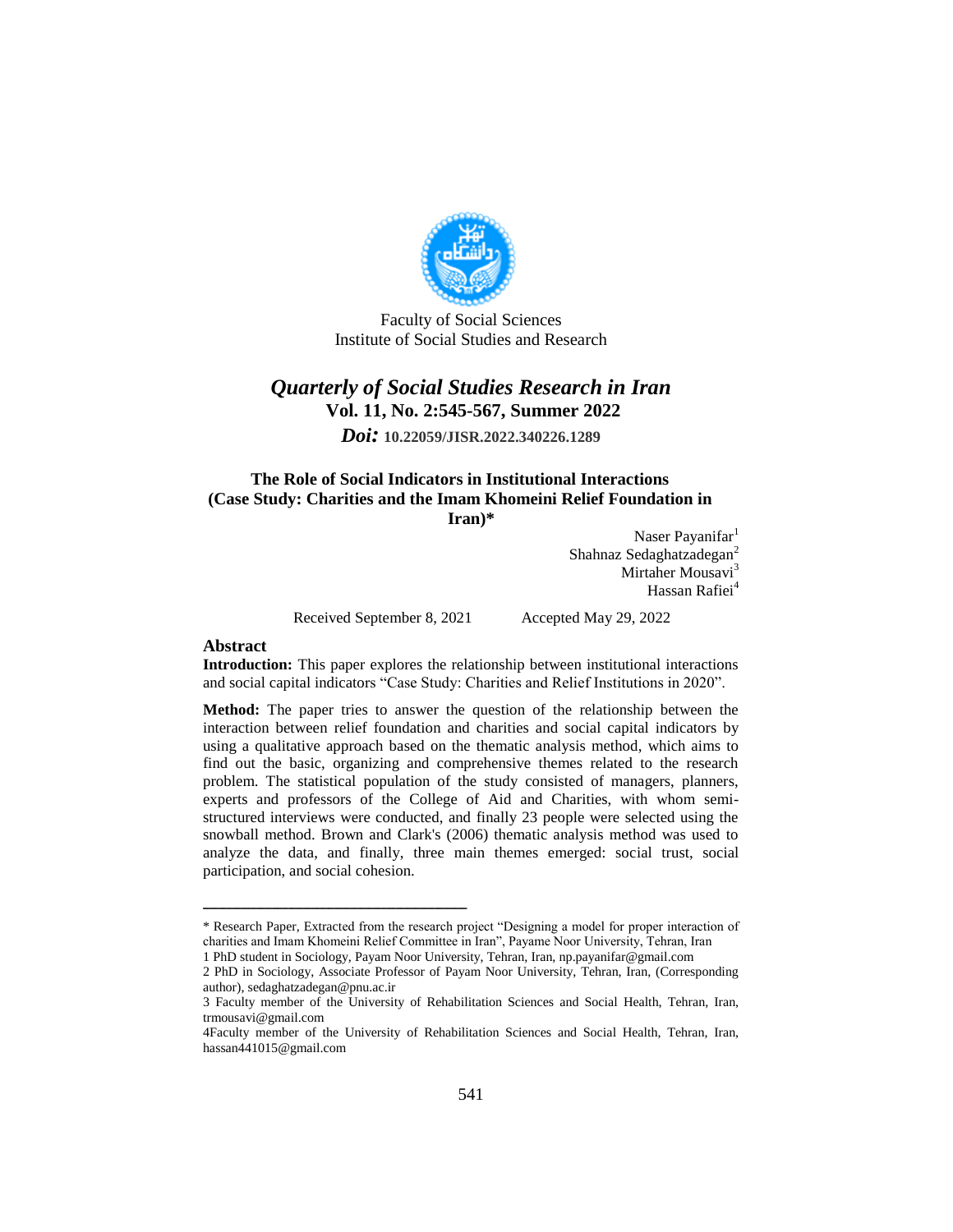Faculty of Social Sciences
Institute of Social Studies and Research

***Quarterly of Social Studies Research in Iran***
**Vol. 11, No. 2:545-567, Summer 2022**
***Doi:*** **10.22059/JISR.2022.340226.1289**

# The Role of Social Indicators in Institutional Interactions (Case Study: Charities and the Imam Khomeini Relief Foundation in Iran)*

Naser Payanifar[1]
Shahnaz Sedaghatzadegan[2]
Mirtaher Mousavi[3]
Hassan Rafiei[4]

Received September 8, 2021 Accepted May 29, 2022

## Abstract

**Introduction:** This paper explores the relationship between institutional interactions and social capital indicators "Case Study: Charities and Relief Institutions in 2020".

**Method:** The paper tries to answer the question of the relationship between the interaction between relief foundation and charities and social capital indicators by using a qualitative approach based on the thematic analysis method, which aims to find out the basic, organizing and comprehensive themes related to the research problem. The statistical population of the study consisted of managers, planners, experts and professors of the College of Aid and Charities, with whom semi-structured interviews were conducted, and finally 23 people were selected using the snowball method. Brown and Clark's (2006) thematic analysis method was used to analyze the data, and finally, three main themes emerged: social trust, social participation, and social cohesion.

---

\* Research Paper, Extracted from the research project "Designing a model for proper interaction of charities and Imam Khomeini Relief Committee in Iran", Payame Noor University, Tehran, Iran

1 PhD student in Sociology, Payam Noor University, Tehran, Iran, np.payanifar@gmail.com

2 PhD in Sociology, Associate Professor of Payam Noor University, Tehran, Iran, (Corresponding author), sedaghatzadegan@pnu.ac.ir

3 Faculty member of the University of Rehabilitation Sciences and Social Health, Tehran, Iran, trmousavi@gmail.com

4 Faculty member of the University of Rehabilitation Sciences and Social Health, Tehran, Iran, hassan441015@gmail.com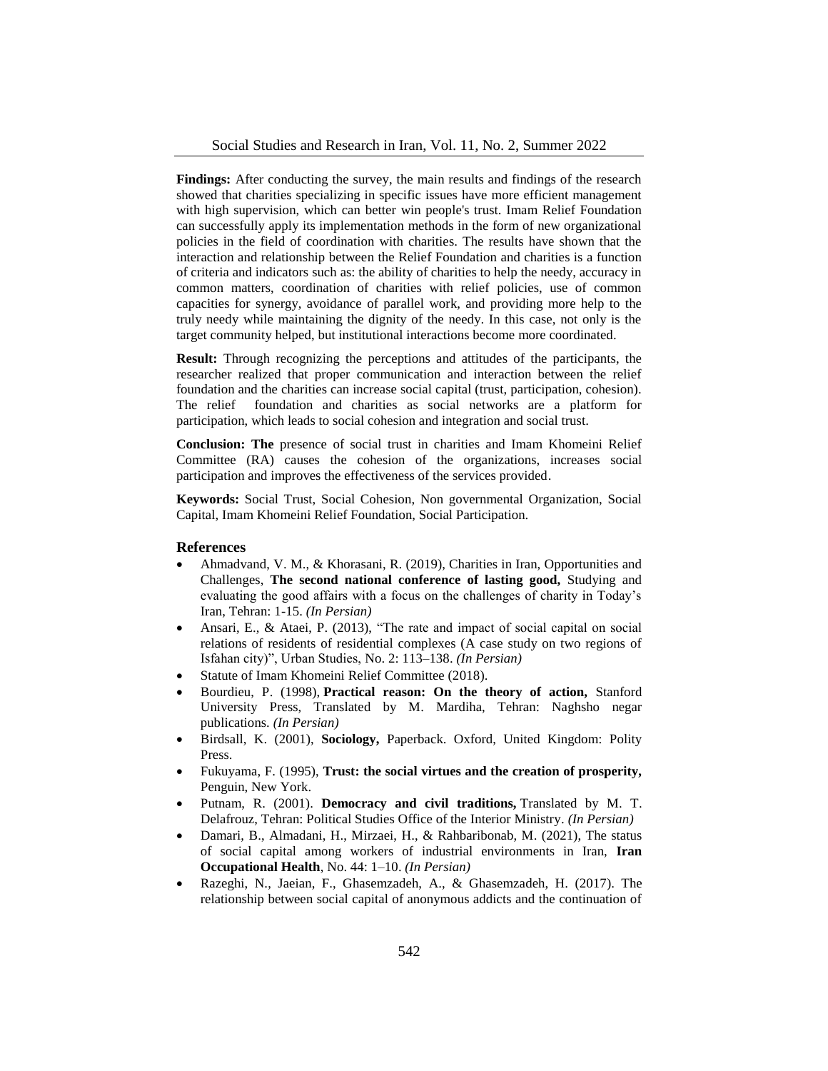**Findings:** After conducting the survey, the main results and findings of the research showed that charities specializing in specific issues have more efficient management with high supervision, which can better win people's trust. Imam Relief Foundation can successfully apply its implementation methods in the form of new organizational policies in the field of coordination with charities. The results have shown that the interaction and relationship between the Relief Foundation and charities is a function of criteria and indicators such as: the ability of charities to help the needy, accuracy in common matters, coordination of charities with relief policies, use of common capacities for synergy, avoidance of parallel work, and providing more help to the truly needy while maintaining the dignity of the needy. In this case, not only is the target community helped, but institutional interactions become more coordinated.

**Result:** Through recognizing the perceptions and attitudes of the participants, the researcher realized that proper communication and interaction between the relief foundation and the charities can increase social capital (trust, participation, cohesion). The relief foundation and charities as social networks are a platform for participation, which leads to social cohesion and integration and social trust.

**Conclusion: The** presence of social trust in charities and Imam Khomeini Relief Committee (RA) causes the cohesion of the organizations, increases social participation and improves the effectiveness of the services provided.

**Keywords:** Social Trust, Social Cohesion, Non governmental Organization, Social Capital, Imam Khomeini Relief Foundation, Social Participation.

## References

- Ahmadvand, V. M., & Khorasani, R. (2019), Charities in Iran, Opportunities and Challenges, **The second national conference of lasting good,** Studying and evaluating the good affairs with a focus on the challenges of charity in Today's Iran, Tehran: 1-15. *(In Persian)*
- Ansari, E., & Ataei, P. (2013), "The rate and impact of social capital on social relations of residents of residential complexes (A case study on two regions of Isfahan city)", Urban Studies, No. 2: 113–138. *(In Persian)*
- Statute of Imam Khomeini Relief Committee (2018).
- Bourdieu, P. (1998), **Practical reason: On the theory of action,** Stanford University Press, Translated by M. Mardiha, Tehran: Naghsho negar publications. *(In Persian)*
- Birdsall, K. (2001), **Sociology,** Paperback. Oxford, United Kingdom: Polity Press.
- Fukuyama, F. (1995), **Trust: the social virtues and the creation of prosperity,** Penguin, New York.
- Putnam, R. (2001). **Democracy and civil traditions,** Translated by M. T. Delafrouz, Tehran: Political Studies Office of the Interior Ministry. *(In Persian)*
- Damari, B., Almadani, H., Mirzaei, H., & Rahbaribonab, M. (2021), The status of social capital among workers of industrial environments in Iran, **Iran Occupational Health**, No. 44: 1–10. *(In Persian)*
- Razeghi, N., Jaeian, F., Ghasemzadeh, A., & Ghasemzadeh, H. (2017). The relationship between social capital of anonymous addicts and the continuation of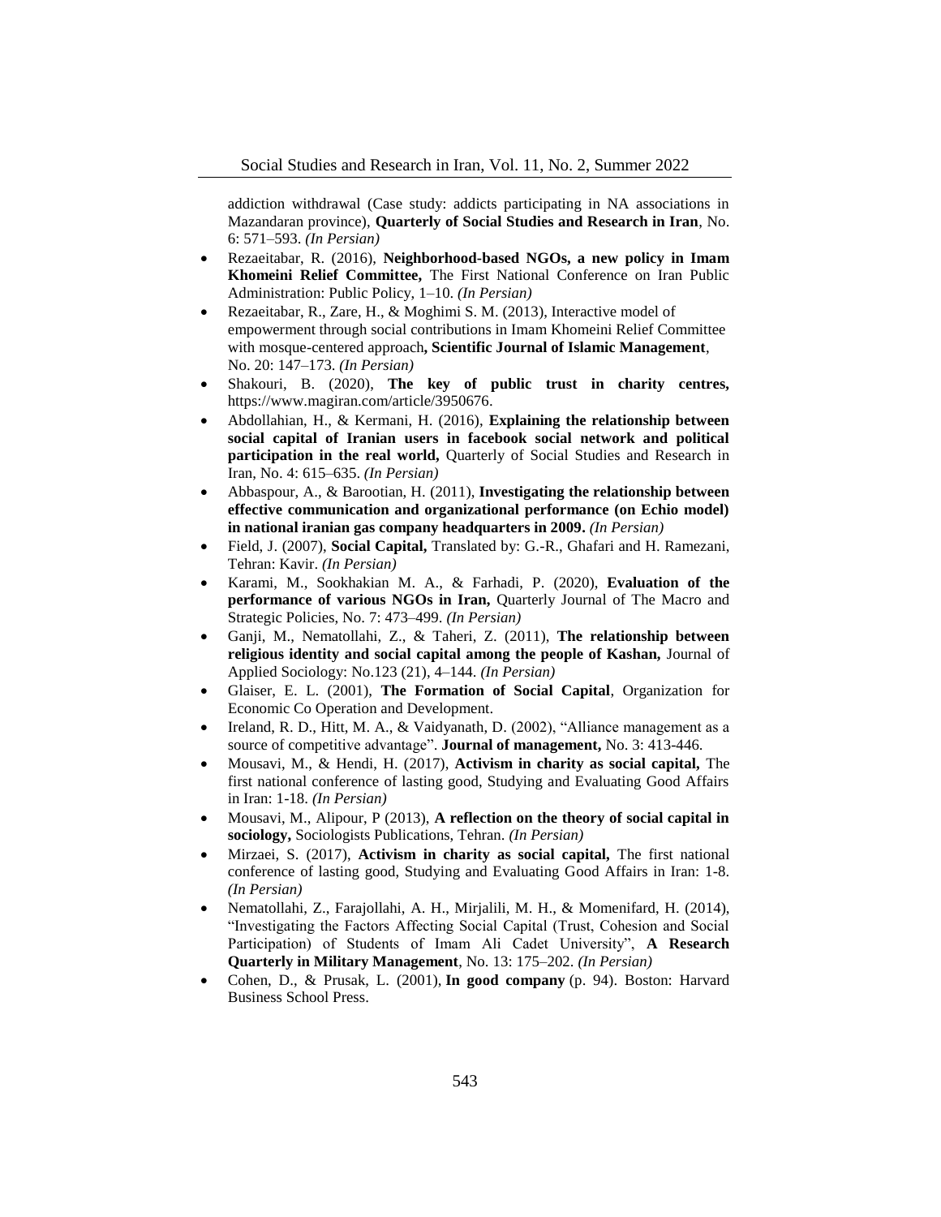addiction withdrawal (Case study: addicts participating in NA associations in Mazandaran province), **Quarterly of Social Studies and Research in Iran**, No. 6: 571–593. *(In Persian)*

- Rezaeitabar, R. (2016), **Neighborhood-based NGOs, a new policy in Imam Khomeini Relief Committee,** The First National Conference on Iran Public Administration: Public Policy, 1–10. *(In Persian)*
- Rezaeitabar, R., Zare, H., & Moghimi S. M. (2013), Interactive model of empowerment through social contributions in Imam Khomeini Relief Committee with mosque-centered approach**, Scientific Journal of Islamic Management**, No. 20: 147–173. *(In Persian)*
- Shakouri, B. (2020), **The key of public trust in charity centres,** https://www.magiran.com/article/3950676.
- Abdollahian, H., & Kermani, H. (2016), **Explaining the relationship between social capital of Iranian users in facebook social network and political participation in the real world,** Quarterly of Social Studies and Research in Iran, No. 4: 615–635. *(In Persian)*
- Abbaspour, A., & Barootian, H. (2011), **Investigating the relationship between effective communication and organizational performance (on Echio model) in national iranian gas company headquarters in 2009.** *(In Persian)*
- Field, J. (2007), **Social Capital,** Translated by: G.-R., Ghafari and H. Ramezani, Tehran: Kavir. *(In Persian)*
- Karami, M., Sookhakian M. A., & Farhadi, P. (2020), **Evaluation of the performance of various NGOs in Iran,** Quarterly Journal of The Macro and Strategic Policies, No. 7: 473–499. *(In Persian)*
- Ganji, M., Nematollahi, Z., & Taheri, Z. (2011), **The relationship between religious identity and social capital among the people of Kashan,** Journal of Applied Sociology: No.123 (21), 4–144. *(In Persian)*
- Glaiser, E. L. (2001), **The Formation of Social Capital**, Organization for Economic Co Operation and Development.
- Ireland, R. D., Hitt, M. A., & Vaidyanath, D. (2002), "Alliance management as a source of competitive advantage". **Journal of management,** No. 3: 413-446.
- Mousavi, M., & Hendi, H. (2017), **Activism in charity as social capital,** The first national conference of lasting good, Studying and Evaluating Good Affairs in Iran: 1-18. *(In Persian)*
- Mousavi, M., Alipour, P (2013), **A reflection on the theory of social capital in sociology,** Sociologists Publications, Tehran. *(In Persian)*
- Mirzaei, S. (2017), **Activism in charity as social capital,** The first national conference of lasting good, Studying and Evaluating Good Affairs in Iran: 1-8. *(In Persian)*
- Nematollahi, Z., Farajollahi, A. H., Mirjalili, M. H., & Momenifard, H. (2014), "Investigating the Factors Affecting Social Capital (Trust, Cohesion and Social Participation) of Students of Imam Ali Cadet University", **A Research Quarterly in Military Management**, No. 13: 175–202. *(In Persian)*
- Cohen, D., & Prusak, L. (2001), **In good company** (p. 94). Boston: Harvard Business School Press.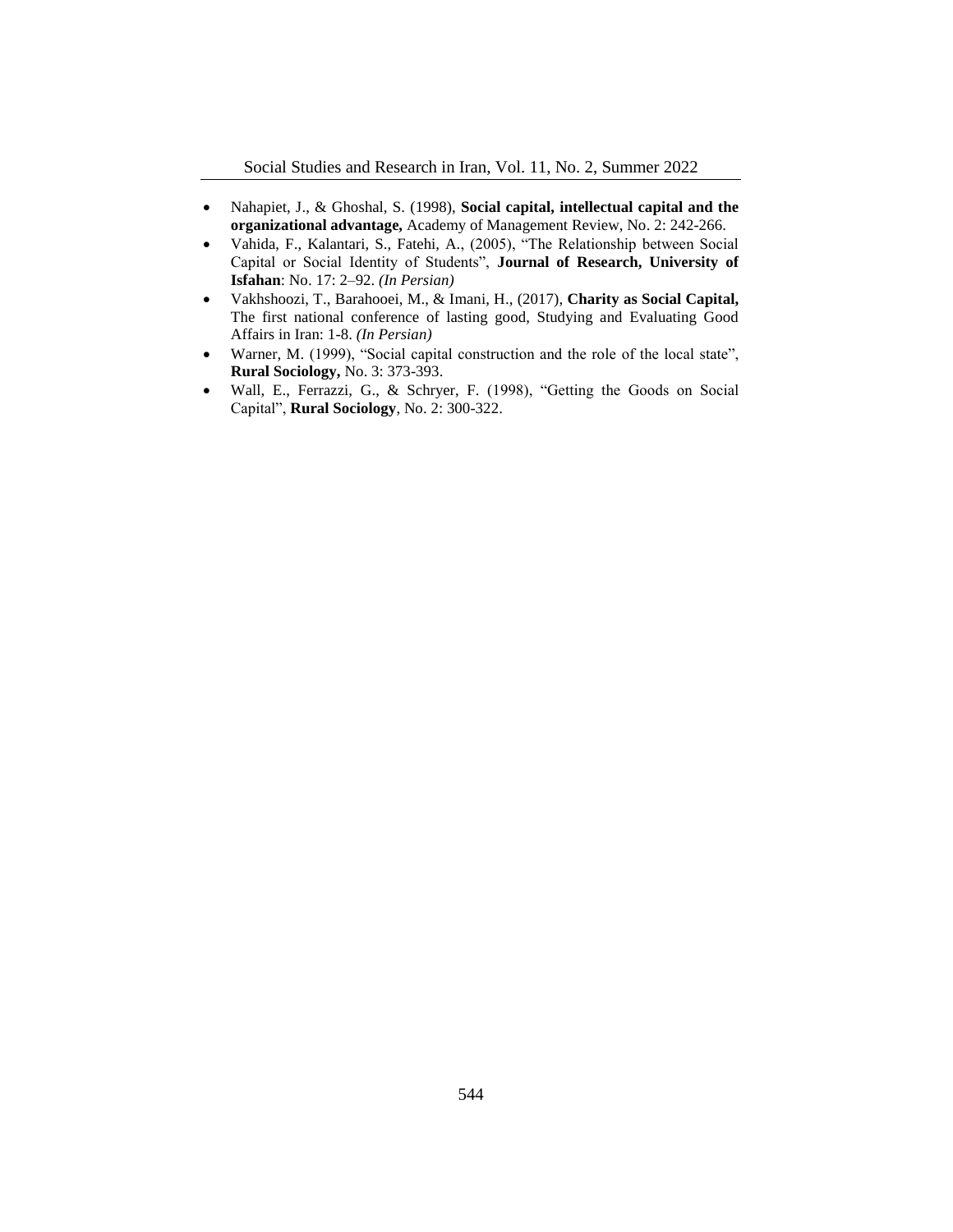- Nahapiet, J., & Ghoshal, S. (1998), **Social capital, intellectual capital and the organizational advantage,** Academy of Management Review, No. 2: 242-266.
- Vahida, F., Kalantari, S., Fatehi, A., (2005), "The Relationship between Social Capital or Social Identity of Students", **Journal of Research, University of Isfahan**: No. 17: 2–92. ***(In Persian)***
- Vakhshoozi, T., Barahooei, M., & Imani, H., (2017), **Charity as Social Capital,** The first national conference of lasting good, Studying and Evaluating Good Affairs in Iran: 1-8. ***(In Persian)***
- Warner, M. (1999), "Social capital construction and the role of the local state", **Rural Sociology,** No. 3: 373-393.
- Wall, E., Ferrazzi, G., & Schryer, F. (1998), "Getting the Goods on Social Capital", **Rural Sociology**, No. 2: 300-322.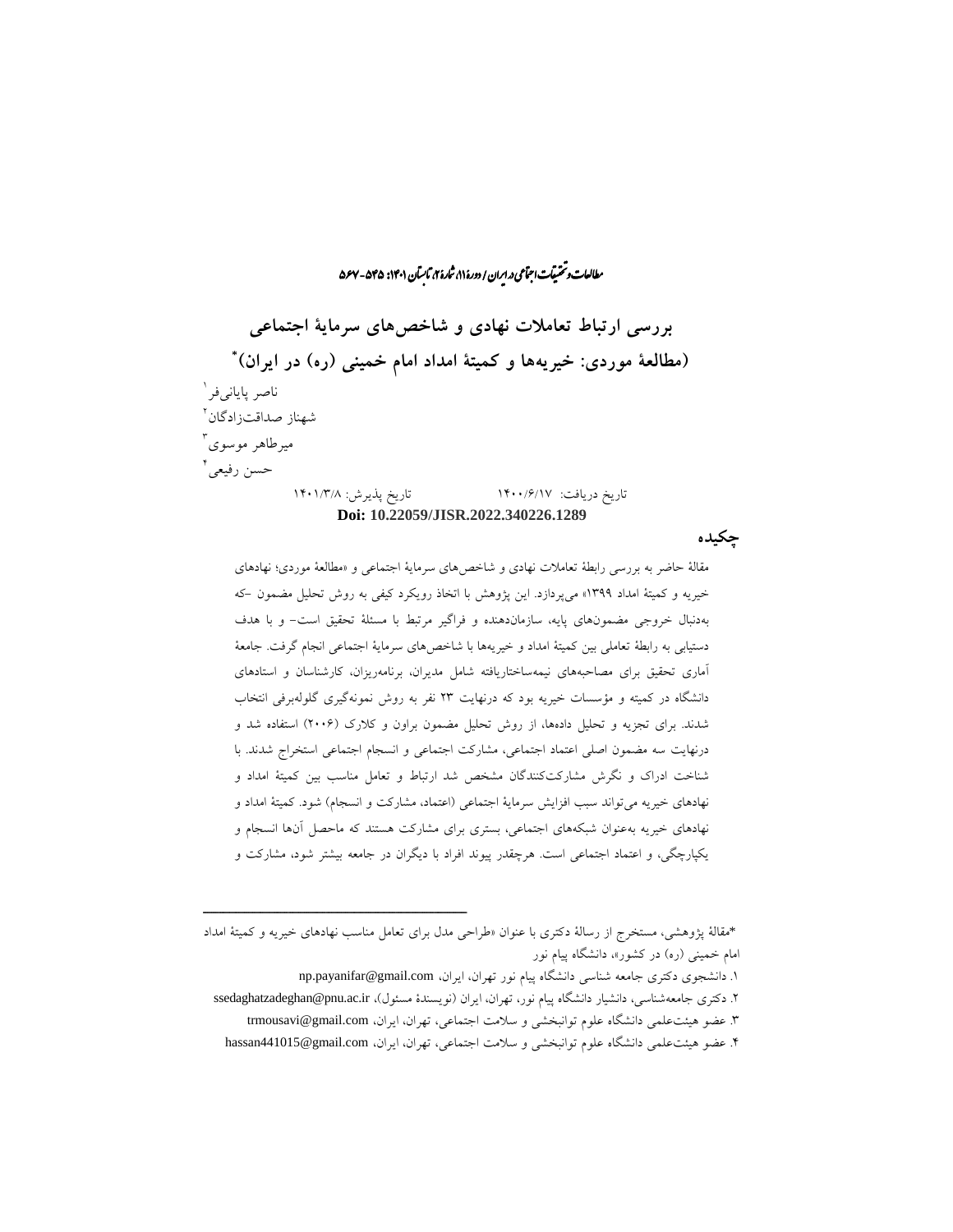# بررسی ارتباط تعاملات نهادی و شاخص‌های سرمایهٔ اجتماعی (مطالعهٔ موردی: خیریه‌ها و کمیتهٔ امداد امام خمینی (ره) در ایران)*

ناصر پایانی‌فر[1]

شهناز صداقت‌زادگان[2]

میرطاهر موسوی[3]

حسن رفیعی[4]

تاریخ دریافت: ۱۴۰۰/۶/۱۷ تاریخ پذیرش: ۱۴۰۱/۳/۸

**Doi: 10.22059/JISR.2022.340226.1289**

## چکیده

مقالهٔ حاضر به بررسی رابطهٔ تعاملات نهادی و شاخص‌های سرمایهٔ اجتماعی و «مطالعهٔ موردی؛ نهادهای خیریه و کمیتهٔ امداد ۱۳۹۹» می‌پردازد. این پژوهش با اتخاذ رویکرد کیفی به روش تحلیل مضمون -که به‌دنبال خروجی مضمون‌های پایه، سازمان‌دهنده و فراگیر مرتبط با مسئلهٔ تحقیق است- و با هدف دستیابی به رابطهٔ تعاملی بین کمیتهٔ امداد و خیریه‌ها با شاخص‌های سرمایهٔ اجتماعی انجام گرفت. جامعهٔ آماری تحقیق برای مصاحبه‌های نیمه‌ساختاریافته شامل مدیران، برنامه‌ریزان، کارشناسان و استادهای دانشگاه در کمیته و مؤسسات خیریه بود که درنهایت ۲۳ نفر به روش نمونه‌گیری گلوله‌برفی انتخاب شدند. برای تجزیه و تحلیل داده‌ها، از روش تحلیل مضمون براون و کلارک (۲۰۰۶) استفاده شد و درنهایت سه مضمون اصلی اعتماد اجتماعی، مشارکت اجتماعی و انسجام اجتماعی استخراج شدند. با شناخت ادراک و نگرش مشارکت‌کنندگان مشخص شد ارتباط و تعامل مناسب بین کمیتهٔ امداد و نهادهای خیریه می‌تواند سبب افزایش سرمایهٔ اجتماعی (اعتماد، مشارکت و انسجام) شود. کمیتهٔ امداد و نهادهای خیریه به‌عنوان شبکه‌های اجتماعی، بستری برای مشارکت هستند که ماحصل آن‌ها انسجام و یکپارچگی، و اعتماد اجتماعی است. هرچقدر پیوند افراد با دیگران در جامعه بیشتر شود، مشارکت و

---

*مقالهٔ پژوهشی، مستخرج از رسالهٔ دکتری با عنوان «طراحی مدل برای تعامل مناسب نهادهای خیریه و کمیتهٔ امداد امام خمینی (ره) در کشور»، دانشگاه پیام نور

۱. دانشجوی دکتری جامعه شناسی دانشگاه پیام نور تهران، ایران، np.payanifar@gmail.com

۲. دکتری جامعه‌شناسی، دانشیار دانشگاه پیام نور، تهران، ایران (نویسندهٔ مسئول)، ssedaghatzadeghan@pnu.ac.ir

۳. عضو هیئت‌علمی دانشگاه علوم توانبخشی و سلامت اجتماعی، تهران، ایران، trmousavi@gmail.com

۴. عضو هیئت‌علمی دانشگاه علوم توانبخشی و سلامت اجتماعی، تهران، ایران، hassan441015@gmail.com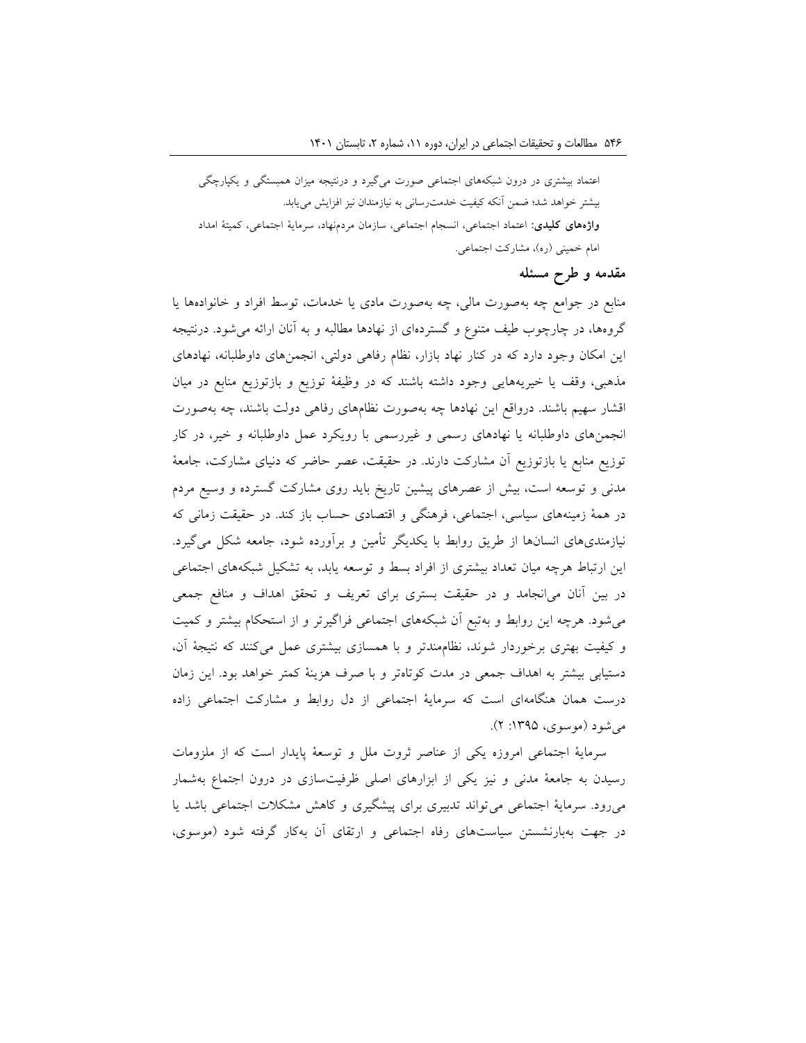اعتماد بیشتری در درون شبکه‌های اجتماعی صورت می‌گیرد و درنتیجه میزان همبستگی و یکپارچگی بیشتر خواهد شد؛ ضمن آنکه کیفیت خدمت‌رسانی به نیازمندان نیز افزایش می‌یابد.

**واژه‌های کلیدی:** اعتماد اجتماعی، انسجام اجتماعی، سازمان مردم‌نهاد، سرمایهٔ اجتماعی، کمیتهٔ امداد امام خمینی (ره)، مشارکت اجتماعی.

## مقدمه و طرح مسئله

منابع در جوامع چه به‌صورت مالی، چه به‌صورت مادی یا خدمات، توسط افراد و خانواده‌ها یا گروه‌ها، در چارچوب طیف متنوع و گسترده‌ای از نهادها مطالبه و به آنان ارائه می‌شود. درنتیجه این امکان وجود دارد که در کنار نهاد بازار، نظام رفاهی دولتی، انجمن‌های داوطلبانه، نهادهای مذهبی، وقف یا خیریه‌هایی وجود داشته باشند که در وظیفهٔ توزیع و بازتوزیع منابع در میان اقشار سهیم باشند. درواقع این نهادها چه به‌صورت نظام‌های رفاهی دولت باشند، چه به‌صورت انجمن‌های داوطلبانه یا نهادهای رسمی و غیررسمی با رویکرد عمل داوطلبانه و خیر، در کار توزیع منابع یا بازتوزیع آن مشارکت دارند. در حقیقت، عصر حاضر که دنیای مشارکت، جامعهٔ مدنی و توسعه است، بیش از عصرهای پیشین تاریخ باید روی مشارکت گسترده و وسیع مردم در همهٔ زمینه‌های سیاسی، اجتماعی، فرهنگی و اقتصادی حساب باز کند. در حقیقت زمانی که نیازمندی‌های انسان‌ها از طریق روابط با یکدیگر تأمین و برآورده شود، جامعه شکل می‌گیرد. این ارتباط هرچه میان تعداد بیشتری از افراد بسط و توسعه یابد، به تشکیل شبکه‌های اجتماعی در بین آنان می‌انجامد و در حقیقت بستری برای تعریف و تحقق اهداف و منافع جمعی می‌شود. هرچه این روابط و به‌تبع آن شبکه‌های اجتماعی فراگیرتر و از استحکام بیشتر و کمیت و کیفیت بهتری برخوردار شوند، نظام‌مندتر و با همسازی بیشتری عمل می‌کنند که نتیجهٔ آن، دستیابی بیشتر به اهداف جمعی در مدت کوتاه‌تر و با صرف هزینهٔ کمتر خواهد بود. این زمان درست همان هنگامه‌ای است که سرمایهٔ اجتماعی از دل روابط و مشارکت اجتماعی زاده می‌شود (موسوی، ۱۳۹۵: ۲).

سرمایهٔ اجتماعی امروزه یکی از عناصر ثروت ملل و توسعهٔ پایدار است که از ملزومات رسیدن به جامعهٔ مدنی و نیز یکی از ابزارهای اصلی ظرفیت‌سازی در درون اجتماع به‌شمار می‌رود. سرمایهٔ اجتماعی می‌تواند تدبیری برای پیشگیری و کاهش مشکلات اجتماعی باشد یا در جهت به‌بارنشستن سیاست‌های رفاه اجتماعی و ارتقای آن به‌کار گرفته شود (موسوی،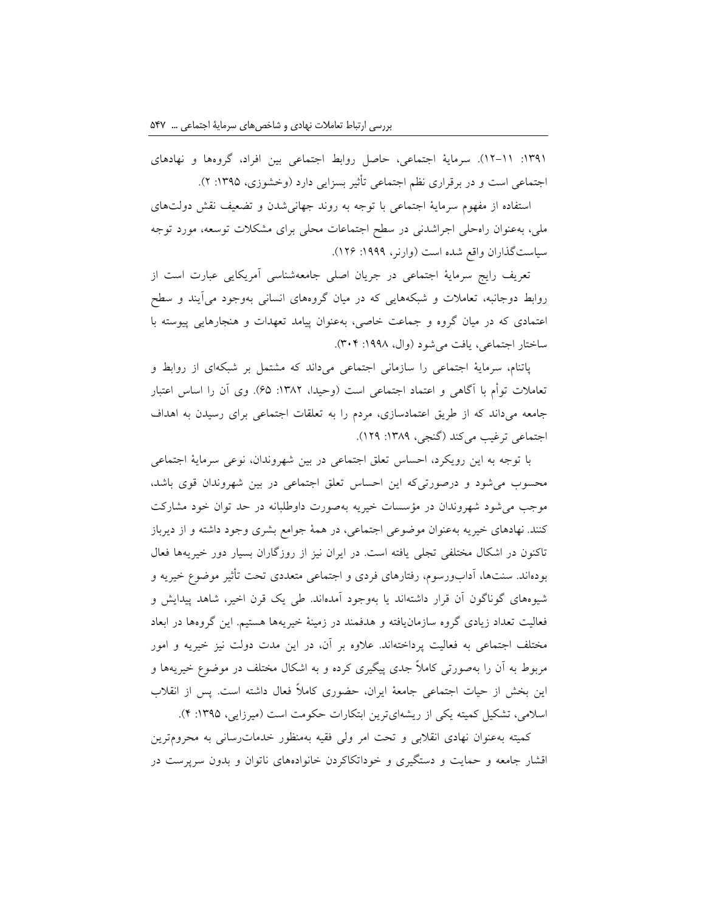۱۳۹۱: ۱۱-۱۲). سرمایهٔ اجتماعی، حاصل روابط اجتماعی بین افراد، گروه‌ها و نهادهای اجتماعی است و در برقراری نظم اجتماعی تأثیر بسزایی دارد (وخشوزی، ۱۳۹۵: ۲).

استفاده از مفهوم سرمایهٔ اجتماعی با توجه به روند جهانی‌شدن و تضعیف نقش دولت‌های ملی، به‌عنوان راه‌حلی اجراشدنی در سطح اجتماعات محلی برای مشکلات توسعه، مورد توجه سیاست‌گذاران واقع شده است (وارنر، ۱۹۹۹: ۱۲۶).

تعریف رایج سرمایهٔ اجتماعی در جریان اصلی جامعه‌شناسی آمریکایی عبارت است از روابط دوجانبه، تعاملات و شبکه‌هایی که در میان گروه‌های انسانی به‌وجود می‌آیند و سطح اعتمادی که در میان گروه و جماعت خاصی، به‌عنوان پیامد تعهدات و هنجارهایی پیوسته با ساختار اجتماعی، یافت می‌شود (وال، ۱۹۹۸: ۳۰۴).

پاتنام، سرمایهٔ اجتماعی را سازمانی اجتماعی می‌داند که مشتمل بر شبکه‌ای از روابط و تعاملات توأم با آگاهی و اعتماد اجتماعی است (وحیدا، ۱۳۸۲: ۶۵). وی آن را اساس اعتبار جامعه می‌داند که از طریق اعتمادسازی، مردم را به تعلقات اجتماعی برای رسیدن به اهداف اجتماعی ترغیب می‌کند (گنجی، ۱۳۸۹: ۱۲۹).

با توجه به این رویکرد، احساس تعلق اجتماعی در بین شهروندان، نوعی سرمایهٔ اجتماعی محسوب می‌شود و درصورتی‌که این احساس تعلق اجتماعی در بین شهروندان قوی باشد، موجب می‌شود شهروندان در مؤسسات خیریه به‌صورت داوطلبانه در حد توان خود مشارکت کنند. نهادهای خیریه به‌عنوان موضوعی اجتماعی، در همهٔ جوامع بشری وجود داشته و از دیرباز تاکنون در اشکال مختلفی تجلی یافته است. در ایران نیز از روزگاران بسیار دور خیریه‌ها فعال بوده‌اند. سنت‌ها، آداب‌ورسوم، رفتارهای فردی و اجتماعی متعددی تحت تأثیر موضوع خیریه و شیوه‌های گوناگون آن قرار داشته‌اند یا به‌وجود آمده‌اند. طی یک قرن اخیر، شاهد پیدایش و فعالیت تعداد زیادی گروه سازمان‌یافته و هدفمند در زمینهٔ خیریه‌ها هستیم. این گروه‌ها در ابعاد مختلف اجتماعی به فعالیت پرداخته‌اند. علاوه بر آن، در این مدت دولت نیز خیریه و امور مربوط به آن را به‌صورتی کاملاً جدی پیگیری کرده و به اشکال مختلف در موضوع خیریه‌ها و این بخش از حیات اجتماعی جامعهٔ ایران، حضوری کاملاً فعال داشته است. پس از انقلاب اسلامی، تشکیل کمیته یکی از ریشه‌ای‌ترین ابتکارات حکومت است (میرزایی، ۱۳۹۵: ۴).

کمیته به‌عنوان نهادی انقلابی و تحت امر ولی فقیه به‌منظور خدمات‌رسانی به محروم‌ترین اقشار جامعه و حمایت و دستگیری و خوداتکاکردن خانواده‌های ناتوان و بدون سرپرست در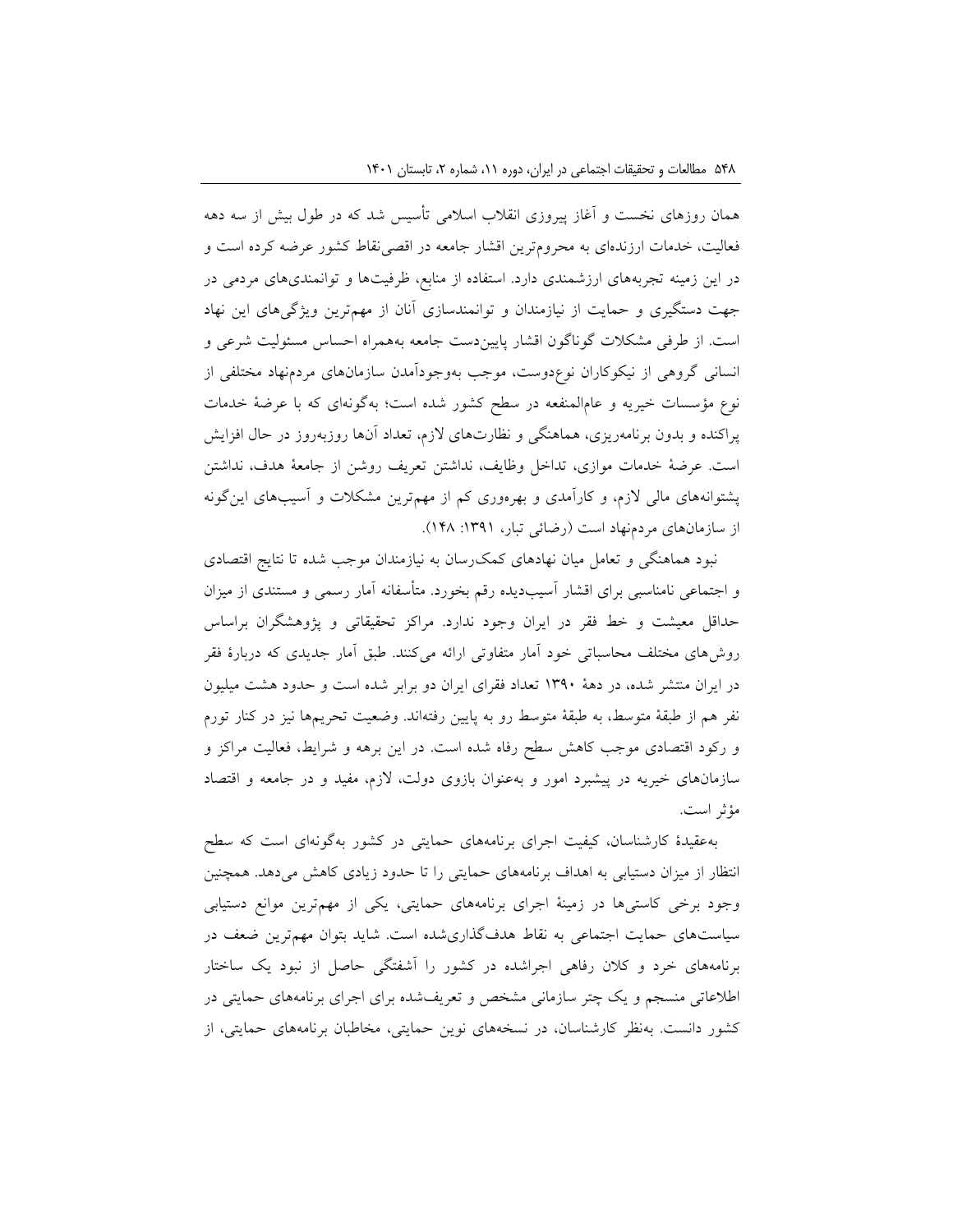همان روزهای نخست و آغاز پیروزی انقلاب اسلامی تأسیس شد که در طول بیش از سه دهه فعالیت، خدمات ارزنده‌ای به محروم‌ترین اقشار جامعه در اقصی‌نقاط کشور عرضه کرده است و در این زمینه تجربه‌های ارزشمندی دارد. استفاده از منابع، ظرفیت‌ها و توانمندی‌های مردمی در جهت دستگیری و حمایت از نیازمندان و توانمندسازی آنان از مهم‌ترین ویژگی‌های این نهاد است. از طرفی مشکلات گوناگون اقشار پایین‌دست جامعه به‌همراه احساس مسئولیت شرعی و انسانی گروهی از نیکوکاران نوع‌دوست، موجب به‌وجودآمدن سازمان‌های مردم‌نهاد مختلفی از نوع مؤسسات خیریه و عام‌المنفعه در سطح کشور شده است؛ به‌گونه‌ای که با عرضهٔ خدمات پراکنده و بدون برنامه‌ریزی، هماهنگی و نظارت‌های لازم، تعداد آن‌ها روزبه‌روز در حال افزایش است. عرضهٔ خدمات موازی، تداخل وظایف، نداشتن تعریف روشن از جامعهٔ هدف، نداشتن پشتوانه‌های مالی لازم، و کارآمدی و بهره‌وری کم از مهم‌ترین مشکلات و آسیب‌های این‌گونه از سازمان‌های مردم‌نهاد است (رضائی تبار، ۱۳۹۱: ۱۴۸).

نبود هماهنگی و تعامل میان نهادهای کمک‌رسان به نیازمندان موجب شده تا نتایج اقتصادی و اجتماعی نامناسبی برای اقشار آسیب‌دیده رقم بخورد. متأسفانه آمار رسمی و مستندی از میزان حداقل معیشت و خط فقر در ایران وجود ندارد. مراکز تحقیقاتی و پژوهشگران براساس روش‌های مختلف محاسباتی خود آمار متفاوتی ارائه می‌کنند. طبق آمار جدیدی که دربارهٔ فقر در ایران منتشر شده، در دههٔ ۱۳۹۰ تعداد فقرای ایران دو برابر شده است و حدود هشت میلیون نفر هم از طبقهٔ متوسط، به طبقهٔ متوسط رو به پایین رفته‌اند. وضعیت تحریم‌ها نیز در کنار تورم و رکود اقتصادی موجب کاهش سطح رفاه شده است. در این برهه و شرایط، فعالیت مراکز و سازمان‌های خیریه در پیشبرد امور و به‌عنوان بازوی دولت، لازم، مفید و در جامعه و اقتصاد مؤثر است.

به‌عقیدهٔ کارشناسان، کیفیت اجرای برنامه‌های حمایتی در کشور به‌گونه‌ای است که سطح انتظار از میزان دستیابی به اهداف برنامه‌های حمایتی را تا حدود زیادی کاهش می‌دهد. همچنین وجود برخی کاستی‌ها در زمینهٔ اجرای برنامه‌های حمایتی، یکی از مهم‌ترین موانع دستیابی سیاست‌های حمایت اجتماعی به نقاط هدف‌گذاری‌شده است. شاید بتوان مهم‌ترین ضعف در برنامه‌های خرد و کلان رفاهی اجراشده در کشور را آشفتگی حاصل از نبود یک ساختار اطلاعاتی منسجم و یک چتر سازمانی مشخص و تعریف‌شده برای اجرای برنامه‌های حمایتی در کشور دانست. به‌نظر کارشناسان، در نسخه‌های نوین حمایتی، مخاطبان برنامه‌های حمایتی، از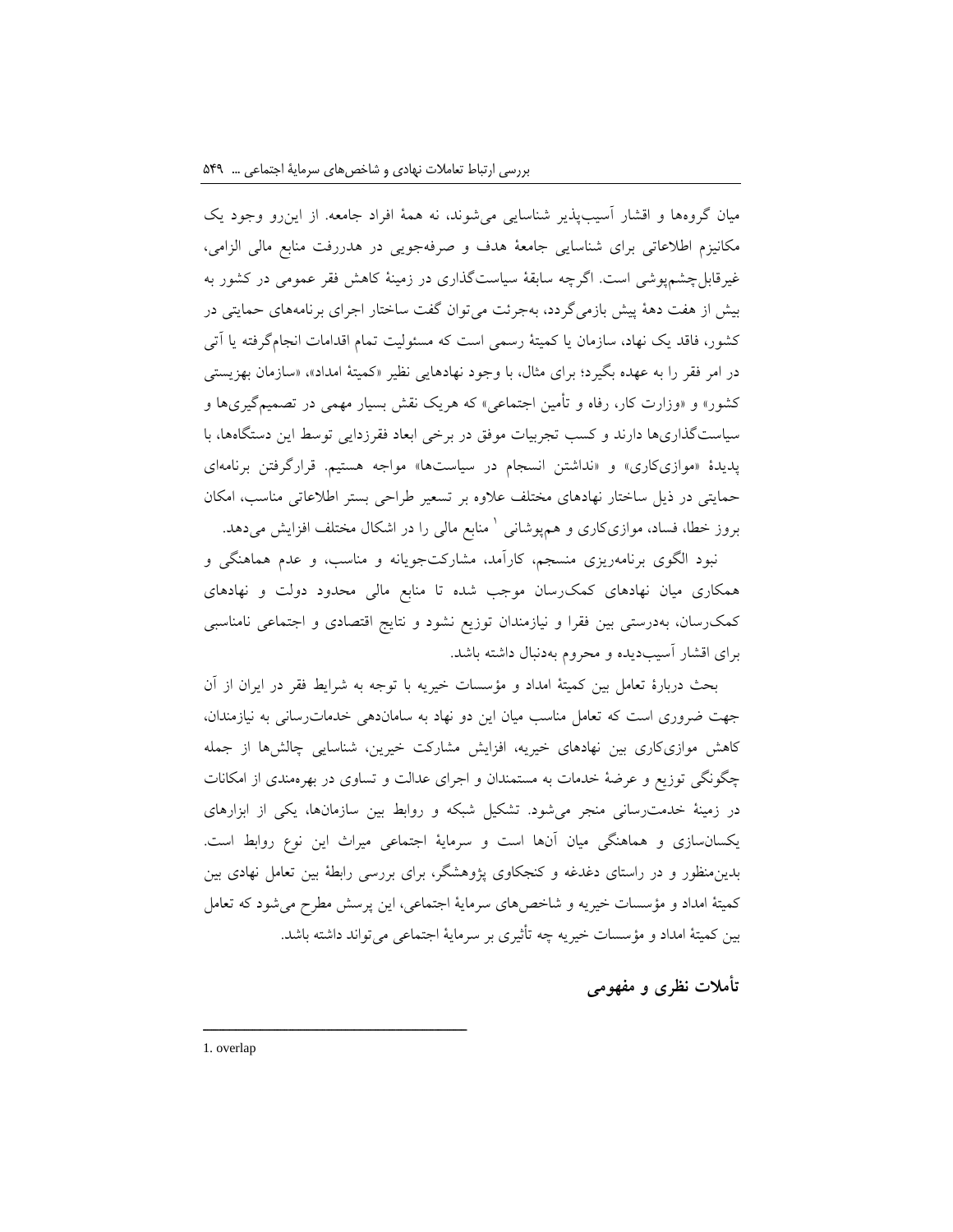میان گروه‌ها و اقشار آسیب‌پذیر شناسایی می‌شوند، نه همهٔ افراد جامعه. از این‌رو وجود یک مکانیزم اطلاعاتی برای شناسایی جامعهٔ هدف و صرفه‌جویی در هدررفت منابع مالی الزامی، غیرقابل‌چشم‌پوشی است. اگرچه سابقهٔ سیاست‌گذاری در زمینهٔ کاهش فقر عمومی در کشور به بیش از هفت دههٔ پیش بازمی‌گردد، به‌جرئت می‌توان گفت ساختار اجرای برنامه‌های حمایتی در کشور، فاقد یک نهاد، سازمان یا کمیتهٔ رسمی است که مسئولیت تمام اقدامات انجام‌گرفته یا آتی در امر فقر را به عهده بگیرد؛ برای مثال، با وجود نهادهایی نظیر «کمیتهٔ امداد»، «سازمان بهزیستی کشور» و «وزارت کار، رفاه و تأمین اجتماعی» که هریک نقش بسیار مهمی در تصمیم‌گیری‌ها و سیاست‌گذاری‌ها دارند و کسب تجربیات موفق در برخی ابعاد فقرزدایی توسط این دستگاه‌ها، با پدیدهٔ «موازی‌کاری» و «نداشتن انسجام در سیاست‌ها» مواجه هستیم. قرارگرفتن برنامه‌ای حمایتی در ذیل ساختار نهادهای مختلف علاوه بر تسعیر طراحی بستر اطلاعاتی مناسب، امکان بروز خطا، فساد، موازی‌کاری و هم‌پوشانی [1] منابع مالی را در اشکال مختلف افزایش می‌دهد.

نبود الگوی برنامه‌ریزی منسجم، کارآمد، مشارکت‌جویانه و مناسب، و عدم هماهنگی و همکاری میان نهادهای کمک‌رسان موجب شده تا منابع مالی محدود دولت و نهادهای کمک‌رسان، به‌درستی بین فقرا و نیازمندان توزیع نشود و نتایج اقتصادی و اجتماعی نامناسبی برای اقشار آسیب‌دیده و محروم به‌دنبال داشته باشد.

بحث دربارهٔ تعامل بین کمیتهٔ امداد و مؤسسات خیریه با توجه به شرایط فقر در ایران از آن جهت ضروری است که تعامل مناسب میان این دو نهاد به سامان‌دهی خدمات‌رسانی به نیازمندان، کاهش موازی‌کاری بین نهادهای خیریه، افزایش مشارکت خیرین، شناسایی چالش‌ها از جمله چگونگی توزیع و عرضهٔ خدمات به مستمندان و اجرای عدالت و تساوی در بهره‌مندی از امکانات در زمینهٔ خدمت‌رسانی منجر می‌شود. تشکیل شبکه و روابط بین سازمان‌ها، یکی از ابزارهای یکسان‌سازی و هماهنگی میان آن‌ها است و سرمایهٔ اجتماعی میراث این نوع روابط است. بدین‌منظور و در راستای دغدغه و کنجکاوی پژوهشگر، برای بررسی رابطهٔ بین تعامل نهادی بین کمیتهٔ امداد و مؤسسات خیریه و شاخص‌های سرمایهٔ اجتماعی، این پرسش مطرح می‌شود که تعامل بین کمیتهٔ امداد و مؤسسات خیریه چه تأثیری بر سرمایهٔ اجتماعی می‌تواند داشته باشد.

## تأملات نظری و مفهومی

---

1. overlap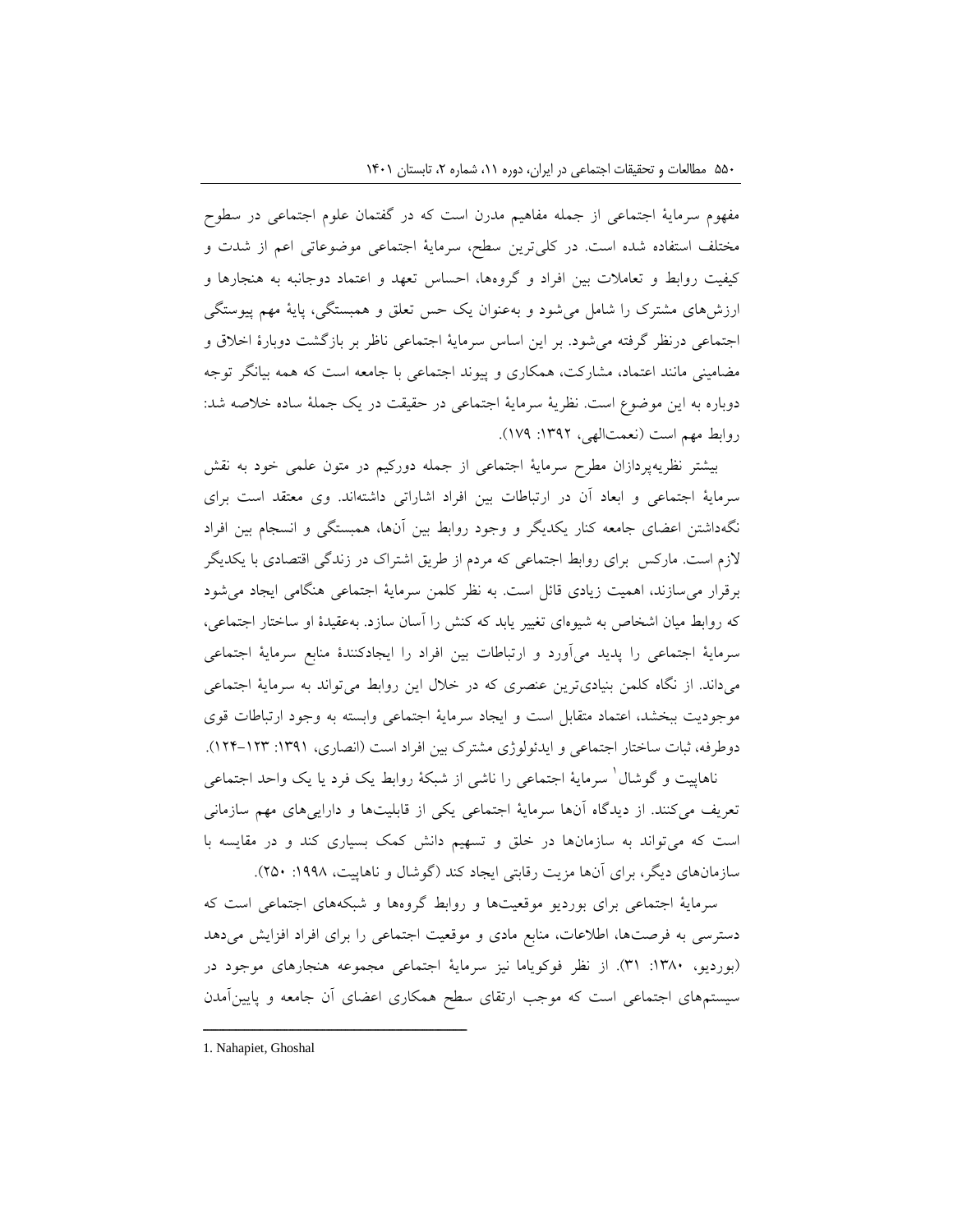مفهوم سرمایهٔ اجتماعی از جمله مفاهیم مدرن است که در گفتمان علوم اجتماعی در سطوح مختلف استفاده شده است. در کلی‌ترین سطح، سرمایهٔ اجتماعی موضوعاتی اعم از شدت و کیفیت روابط و تعاملات بین افراد و گروه‌ها، احساس تعهد و اعتماد دوجانبه به هنجارها و ارزش‌های مشترک را شامل می‌شود و به‌عنوان یک حس تعلق و همبستگی، پایهٔ مهم پیوستگی اجتماعی درنظر گرفته می‌شود. بر این اساس سرمایهٔ اجتماعی ناظر بر بازگشت دوبارهٔ اخلاق و مضامینی مانند اعتماد، مشارکت، همکاری و پیوند اجتماعی با جامعه است که همه بیانگر توجه دوباره به این موضوع است. نظریهٔ سرمایهٔ اجتماعی در حقیقت در یک جملهٔ ساده خلاصه شد: روابط مهم است (نعمت‌الهی، ۱۳۹۲: ۱۷۹).

بیشتر نظریه‌پردازان مطرح سرمایهٔ اجتماعی از جمله دورکیم در متون علمی خود به نقش سرمایهٔ اجتماعی و ابعاد آن در ارتباطات بین افراد اشاراتی داشته‌اند. وی معتقد است برای نگه‌داشتن اعضای جامعه کنار یکدیگر و وجود روابط بین آن‌ها، همبستگی و انسجام بین افراد لازم است. مارکس برای روابط اجتماعی که مردم از طریق اشتراک در زندگی اقتصادی با یکدیگر برقرار می‌سازند، اهمیت زیادی قائل است. به نظر کلمن سرمایهٔ اجتماعی هنگامی ایجاد می‌شود که روابط میان اشخاص به شیوه‌ای تغییر یابد که کنش را آسان سازد. به‌عقیدهٔ او ساختار اجتماعی، سرمایهٔ اجتماعی را پدید می‌آورد و ارتباطات بین افراد را ایجادکنندهٔ منابع سرمایهٔ اجتماعی می‌داند. از نگاه کلمن بنیادی‌ترین عنصری که در خلال این روابط می‌تواند به سرمایهٔ اجتماعی موجودیت ببخشد، اعتماد متقابل است و ایجاد سرمایهٔ اجتماعی وابسته به وجود ارتباطات قوی دوطرفه، ثبات ساختار اجتماعی و ایدئولوژی مشترک بین افراد است (انصاری، ۱۳۹۱: ۱۲۳-۱۲۴).

ناهاپیت و گوشال[1] سرمایهٔ اجتماعی را ناشی از شبکهٔ روابط یک فرد یا یک واحد اجتماعی تعریف می‌کنند. از دیدگاه آن‌ها سرمایهٔ اجتماعی یکی از قابلیت‌ها و دارایی‌های مهم سازمانی است که می‌تواند به سازمان‌ها در خلق و تسهیم دانش کمک بسیاری کند و در مقایسه با سازمان‌های دیگر، برای آن‌ها مزیت رقابتی ایجاد کند (گوشال و ناهاپیت، ۱۹۹۸: ۲۵۰).

سرمایهٔ اجتماعی برای بوردیو موقعیت‌ها و روابط گروه‌ها و شبکه‌های اجتماعی است که دسترسی به فرصت‌ها، اطلاعات، منابع مادی و موقعیت اجتماعی را برای افراد افزایش می‌دهد (بوردیو، ۱۳۸۰: ۳۱). از نظر فوکویاما نیز سرمایهٔ اجتماعی مجموعه هنجارهای موجود در سیستم‌های اجتماعی است که موجب ارتقای سطح همکاری اعضای آن جامعه و پایین‌آمدن

---

1. Nahapiet, Ghoshal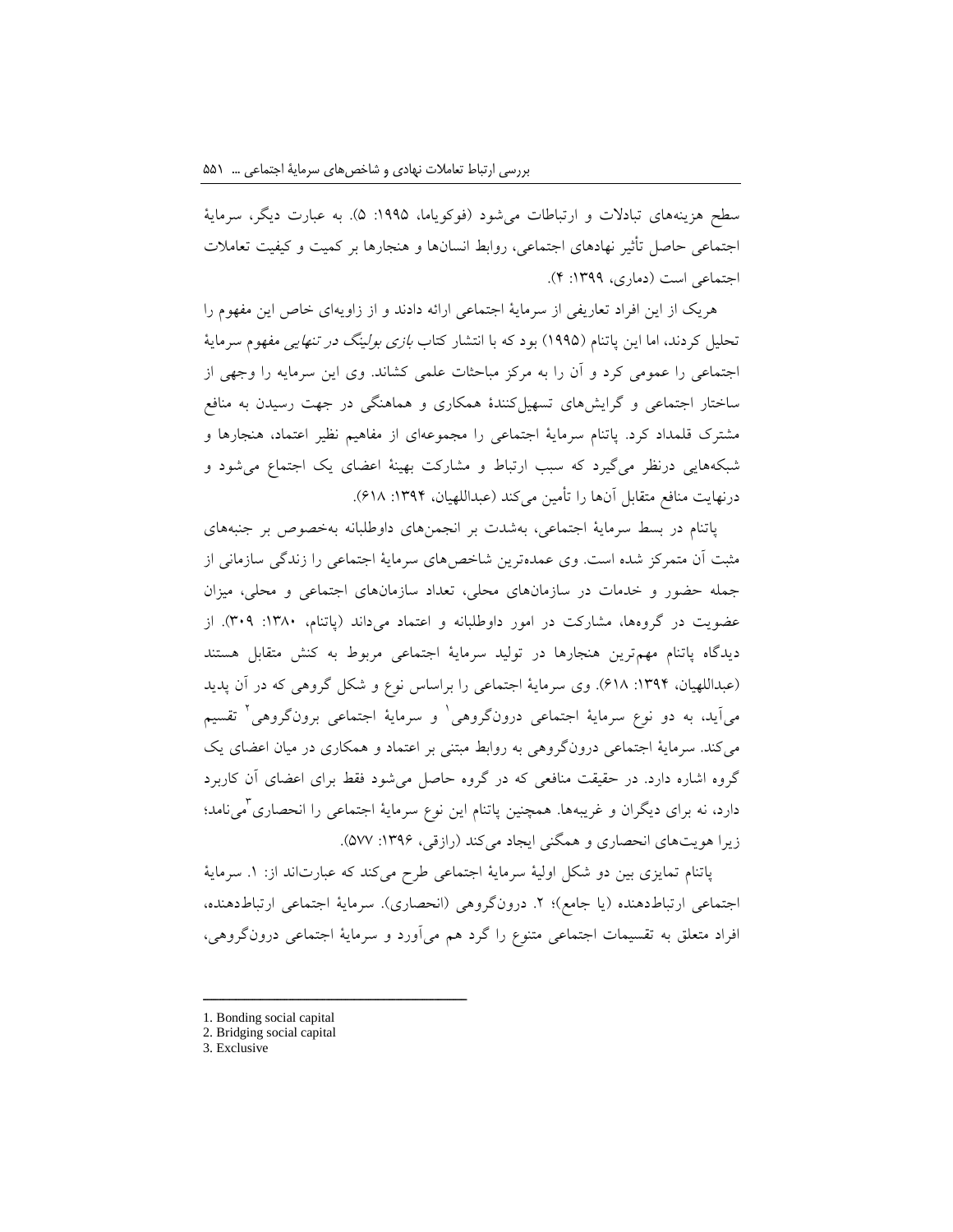سطح هزینه‌های تبادلات و ارتباطات می‌شود (فوکویاما، ۱۹۹۵: ۵). به عبارت دیگر، سرمایهٔ اجتماعی حاصل تأثیر نهادهای اجتماعی، روابط انسان‌ها و هنجارها بر کمیت و کیفیت تعاملات اجتماعی است (دماری، ۱۳۹۹: ۴).

هریک از این افراد تعاریفی از سرمایهٔ اجتماعی ارائه دادند و از زاویه‌ای خاص این مفهوم را تحلیل کردند، اما این پاتنام (۱۹۹۵) بود که با انتشار کتاب *بازی بولینگ در تنهایی* مفهوم سرمایهٔ اجتماعی را عمومی کرد و آن را به مرکز مباحثات علمی کشاند. وی این سرمایه را وجهی از ساختار اجتماعی و گرایش‌های تسهیل‌کنندهٔ همکاری و هماهنگی در جهت رسیدن به منافع مشترک قلمداد کرد. پاتنام سرمایهٔ اجتماعی را مجموعه‌ای از مفاهیم نظیر اعتماد، هنجارها و شبکه‌هایی درنظر می‌گیرد که سبب ارتباط و مشارکت بهینهٔ اعضای یک اجتماع می‌شود و درنهایت منافع متقابل آن‌ها را تأمین می‌کند (عبداللهیان، ۱۳۹۴: ۶۱۸).

پاتنام در بسط سرمایهٔ اجتماعی، به‌شدت بر انجمن‌های داوطلبانه به‌خصوص بر جنبه‌های مثبت آن متمرکز شده است. وی عمده‌ترین شاخص‌های سرمایهٔ اجتماعی را زندگی سازمانی از جمله حضور و خدمات در سازمان‌های محلی، تعداد سازمان‌های اجتماعی و محلی، میزان عضویت در گروه‌ها، مشارکت در امور داوطلبانه و اعتماد می‌داند (پاتنام، ۱۳۸۰: ۳۰۹). از دیدگاه پاتنام مهم‌ترین هنجارها در تولید سرمایهٔ اجتماعی مربوط به کنش متقابل هستند (عبداللهیان، ۱۳۹۴: ۶۱۸). وی سرمایهٔ اجتماعی را براساس نوع و شکل گروهی که در آن پدید می‌آید، به دو نوع سرمایهٔ اجتماعی درون‌گروهی[1] و سرمایهٔ اجتماعی برون‌گروهی[2] تقسیم می‌کند. سرمایهٔ اجتماعی درون‌گروهی به روابط مبتنی بر اعتماد و همکاری در میان اعضای یک گروه اشاره دارد. در حقیقت منافعی که در گروه حاصل می‌شود فقط برای اعضای آن کاربرد دارد، نه برای دیگران و غریبه‌ها. همچنین پاتنام این نوع سرمایهٔ اجتماعی را انحصاری[3] می‌نامد؛ زیرا هویت‌های انحصاری و همگنی ایجاد می‌کند (رازقی، ۱۳۹۶: ۵۷۷).

پاتنام تمایزی بین دو شکل اولیهٔ سرمایهٔ اجتماعی طرح می‌کند که عبارت‌اند از: ۱. سرمایهٔ اجتماعی ارتباط‌دهنده (یا جامع)؛ ۲. درون‌گروهی (انحصاری). سرمایهٔ اجتماعی ارتباط‌دهنده، افراد متعلق به تقسیمات اجتماعی متنوع را گرد هم می‌آورد و سرمایهٔ اجتماعی درون‌گروهی،

---

1. Bonding social capital
2. Bridging social capital
3. Exclusive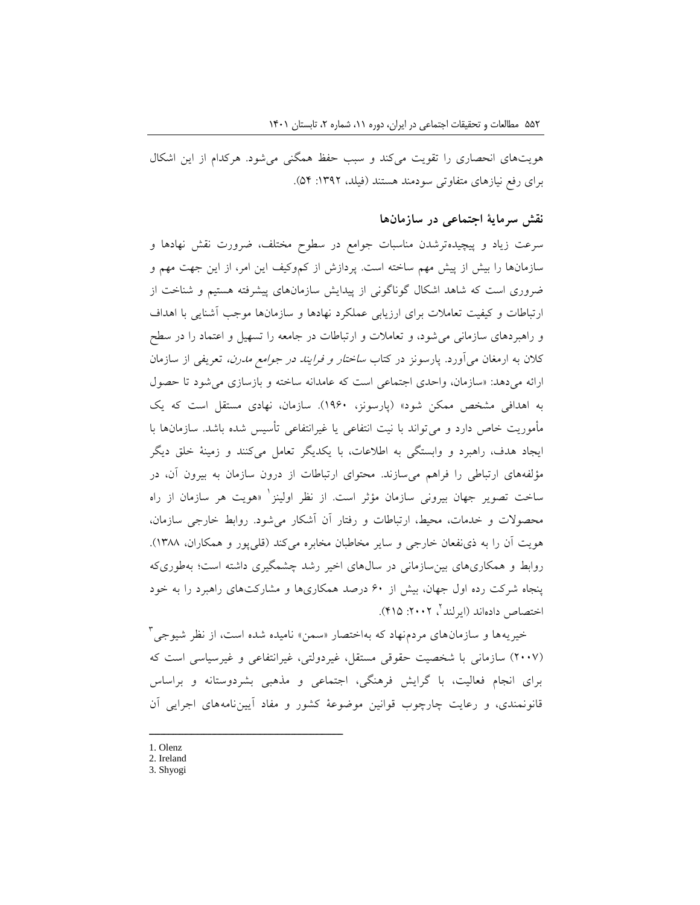هویت‌های انحصاری را تقویت می‌کند و سبب حفظ همگنی می‌شود. هرکدام از این اشکال برای رفع نیازهای متفاوتی سودمند هستند (فیلد، ۱۳۹۲: ۵۴).

## نقش سرمایهٔ اجتماعی در سازمان‌ها

سرعت زیاد و پیچیده‌ترشدن مناسبات جوامع در سطوح مختلف، ضرورت نقش نهادها و سازمان‌ها را بیش از پیش مهم ساخته است. پردازش از کم‌وکیف این امر، از این جهت مهم و ضروری است که شاهد اشکال گوناگونی از پیدایش سازمان‌های پیشرفته هستیم و شناخت از ارتباطات و کیفیت تعاملات برای ارزیابی عملکرد نهادها و سازمان‌ها موجب آشنایی با اهداف و راهبردهای سازمانی می‌شود، و تعاملات و ارتباطات در جامعه را تسهیل و اعتماد را در سطح کلان به ارمغان می‌آورد. پارسونز در کتاب *ساختار و فرایند در جوامع مدرن*، تعریفی از سازمان ارائه می‌دهد: «سازمان، واحدی اجتماعی است که عامدانه ساخته و بازسازی می‌شود تا حصول به اهدافی مشخص ممکن شود» (پارسونز، ۱۹۶۰). سازمان، نهادی مستقل است که یک مأموریت خاص دارد و می‌تواند با نیت انتفاعی یا غیرانتفاعی تأسیس شده باشد. سازمان‌ها با ایجاد هدف، راهبرد و وابستگی به اطلاعات، با یکدیگر تعامل می‌کنند و زمینهٔ خلق دیگر مؤلفه‌های ارتباطی را فراهم می‌سازند. محتوای ارتباطات از درون سازمان به بیرون آن، در ساخت تصویر جهان بیرونی سازمان مؤثر است. از نظر اولینز[1] «هویت هر سازمان از راه محصولات و خدمات، محیط، ارتباطات و رفتار آن آشکار می‌شود. روابط خارجی سازمان، هویت آن را به ذی‌نفعان خارجی و سایر مخاطبان مخابره می‌کند (قلی‌پور و همکاران، ۱۳۸۸). روابط و همکاری‌های بین‌سازمانی در سال‌های اخیر رشد چشمگیری داشته است؛ به‌طوری‌که پنجاه شرکت رده اول جهان، بیش از ۶۰ درصد همکاری‌ها و مشارکت‌های راهبرد را به خود اختصاص داده‌اند (ایرلند[2]، ۲۰۰۲: ۴۱۵).

خیریه‌ها و سازمان‌های مردم‌نهاد که به‌اختصار «سمن» نامیده شده است، از نظر شیوجی[3] (۲۰۰۷) سازمانی با شخصیت حقوقی مستقل، غیردولتی، غیرانتفاعی و غیرسیاسی است که برای انجام فعالیت، با گرایش فرهنگی، اجتماعی و مذهبی بشردوستانه و براساس قانونمندی، و رعایت چارچوب قوانین موضوعهٔ کشور و مفاد آیین‌نامه‌های اجرایی آن

---

1. Olenz
2. Ireland
3. Shyogi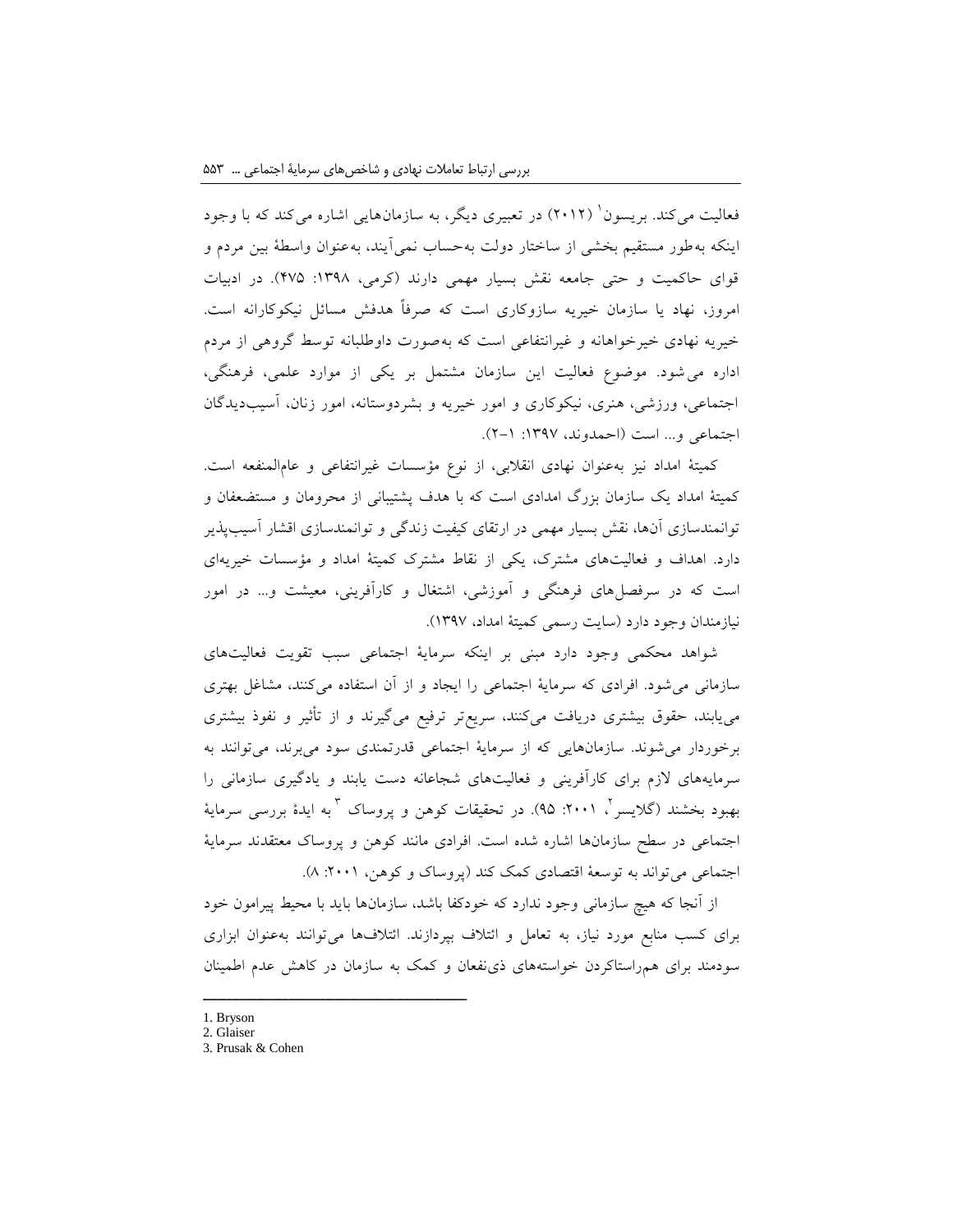فعالیت می‌کند. بریسون[1] (۲۰۱۲) در تعبیری دیگر، به سازمان‌هایی اشاره می‌کند که با وجود اینکه به‌طور مستقیم بخشی از ساختار دولت به‌حساب نمی‌آیند، به‌عنوان واسطهٔ بین مردم و قوای حاکمیت و حتی جامعه نقش بسیار مهمی دارند (کرمی، ۱۳۹۸: ۴۷۵). در ادبیات امروز، نهاد یا سازمان خیریه سازوکاری است که صرفاً هدفش مسائل نیکوکارانه است. خیریه نهادی خیرخواهانه و غیرانتفاعی است که به‌صورت داوطلبانه توسط گروهی از مردم اداره می‌شود. موضوع فعالیت این سازمان مشتمل بر یکی از موارد علمی، فرهنگی، اجتماعی، ورزشی، هنری، نیکوکاری و امور خیریه و بشردوستانه، امور زنان، آسیب‌دیدگان اجتماعی و... است (احمدوند، ۱۳۹۷: ۱-۲).

کمیتهٔ امداد نیز به‌عنوان نهادی انقلابی، از نوع مؤسسات غیرانتفاعی و عام‌المنفعه است. کمیتهٔ امداد یک سازمان بزرگ امدادی است که با هدف پشتیبانی از محرومان و مستضعفان و توانمندسازی آن‌ها، نقش بسیار مهمی در ارتقای کیفیت زندگی و توانمندسازی اقشار آسیب‌پذیر دارد. اهداف و فعالیت‌های مشترک، یکی از نقاط مشترک کمیتهٔ امداد و مؤسسات خیریه‌ای است که در سرفصل‌های فرهنگی و آموزشی، اشتغال و کارآفرینی، معیشت و... در امور نیازمندان وجود دارد (سایت رسمی کمیتهٔ امداد، ۱۳۹۷).

شواهد محکمی وجود دارد مبنی بر اینکه سرمایهٔ اجتماعی سبب تقویت فعالیت‌های سازمانی می‌شود. افرادی که سرمایهٔ اجتماعی را ایجاد و از آن استفاده می‌کنند، مشاغل بهتری می‌یابند، حقوق بیشتری دریافت می‌کنند، سریع‌تر ترفیع می‌گیرند و از تأثیر و نفوذ بیشتری برخوردار می‌شوند. سازمان‌هایی که از سرمایهٔ اجتماعی قدرتمندی سود می‌برند، می‌توانند به سرمایه‌های لازم برای کارآفرینی و فعالیت‌های شجاعانه دست یابند و یادگیری سازمانی را بهبود بخشند (گلایسر[2]، ۲۰۰۱: ۹۵). در تحقیقات کوهن و پروساک[3] به ایدهٔ بررسی سرمایهٔ اجتماعی در سطح سازمان‌ها اشاره شده است. افرادی مانند کوهن و پروساک معتقدند سرمایهٔ اجتماعی می‌تواند به توسعهٔ اقتصادی کمک کند (پروساک و کوهن، ۲۰۰۱: ۸).

از آنجا که هیچ سازمانی وجود ندارد که خودکفا باشد، سازمان‌ها باید با محیط پیرامون خود برای کسب منابع مورد نیاز، به تعامل و ائتلاف بپردازند. ائتلاف‌ها می‌توانند به‌عنوان ابزاری سودمند برای هم‌راستاکردن خواسته‌های ذی‌نفعان و کمک به سازمان در کاهش عدم اطمینان

---

1. Bryson
2. Glaiser
3. Prusak & Cohen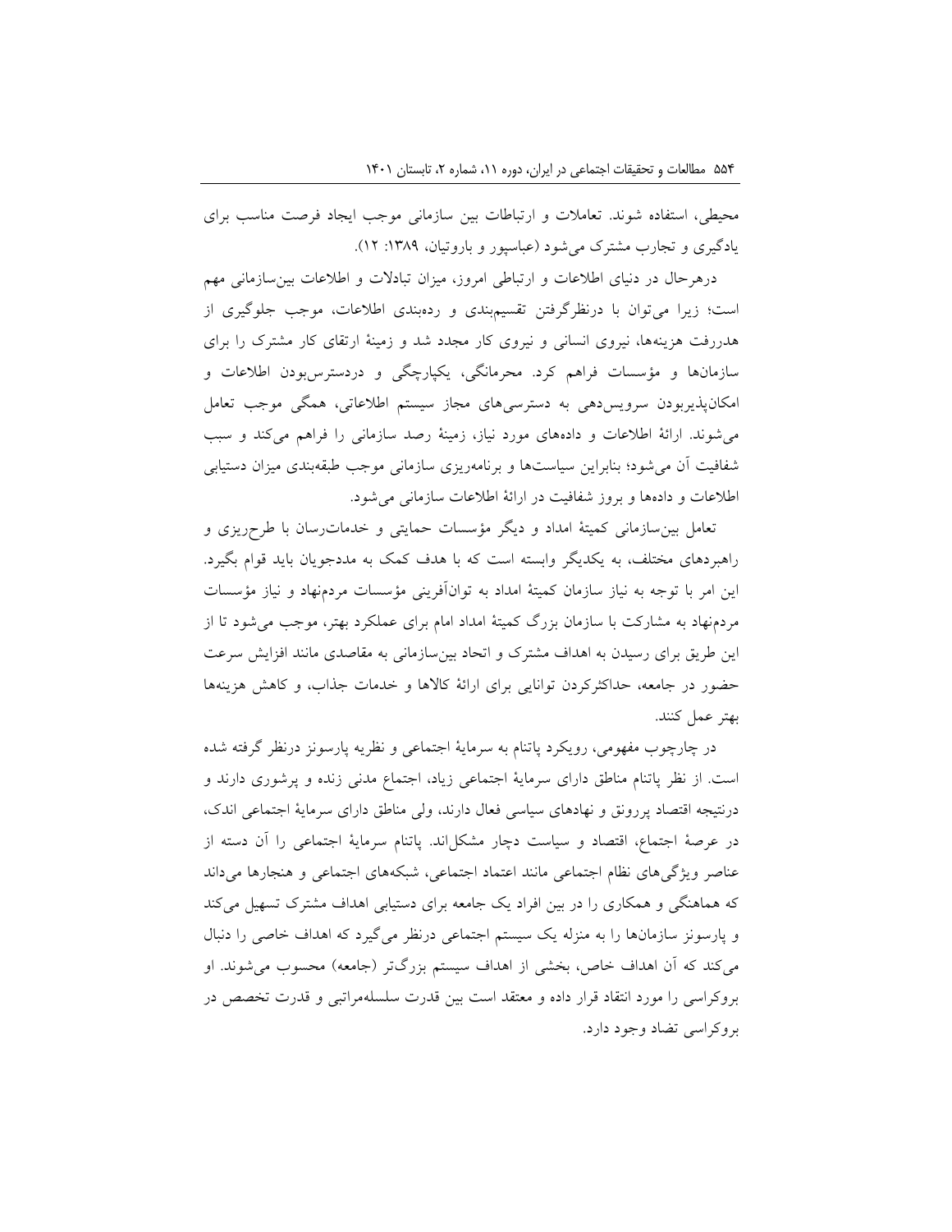محیطی، استفاده شوند. تعاملات و ارتباطات بین سازمانی موجب ایجاد فرصت مناسب برای یادگیری و تجارب مشترک می‌شود (عباسپور و باروتیان، ۱۳۸۹: ۱۲).

درهرحال در دنیای اطلاعات و ارتباطی امروز، میزان تبادلات و اطلاعات بین‌سازمانی مهم است؛ زیرا می‌توان با درنظرگرفتن تقسیم‌بندی و رده‌بندی اطلاعات، موجب جلوگیری از هدررفت هزینه‌ها، نیروی انسانی و نیروی کار مجدد شد و زمینهٔ ارتقای کار مشترک را برای سازمان‌ها و مؤسسات فراهم کرد. محرمانگی، یکپارچگی و دردسترس‌بودن اطلاعات و امکان‌پذیربودن سرویس‌دهی به دسترسی‌های مجاز سیستم اطلاعاتی، همگی موجب تعامل می‌شوند. ارائهٔ اطلاعات و داده‌های مورد نیاز، زمینهٔ رصد سازمانی را فراهم می‌کند و سبب شفافیت آن می‌شود؛ بنابراین سیاست‌ها و برنامه‌ریزی سازمانی موجب طبقه‌بندی میزان دستیابی اطلاعات و داده‌ها و بروز شفافیت در ارائهٔ اطلاعات سازمانی می‌شود.

تعامل بین‌سازمانی کمیتهٔ امداد و دیگر مؤسسات حمایتی و خدمات‌رسان با طرح‌ریزی و راهبردهای مختلف، به یکدیگر وابسته است که با هدف کمک به مددجویان باید قوام بگیرد. این امر با توجه به نیاز سازمان کمیتهٔ امداد به توان‌آفرینی مؤسسات مردم‌نهاد و نیاز مؤسسات مردم‌نهاد به مشارکت با سازمان بزرگ کمیتهٔ امداد امام برای عملکرد بهتر، موجب می‌شود تا از این طریق برای رسیدن به اهداف مشترک و اتحاد بین‌سازمانی به مقاصدی مانند افزایش سرعت حضور در جامعه، حداکثرکردن توانایی برای ارائهٔ کالاها و خدمات جذاب، و کاهش هزینه‌ها بهتر عمل کنند.

در چارچوب مفهومی، رویکرد پاتنام به سرمایهٔ اجتماعی و نظریه پارسونز درنظر گرفته شده است. از نظر پاتنام مناطق دارای سرمایهٔ اجتماعی زیاد، اجتماع مدنی زنده و پرشوری دارند و درنتیجه اقتصاد پررونق و نهادهای سیاسی فعال دارند، ولی مناطق دارای سرمایهٔ اجتماعی اندک، در عرصهٔ اجتماع، اقتصاد و سیاست دچار مشکل‌اند. پاتنام سرمایهٔ اجتماعی را آن دسته از عناصر ویژگی‌های نظام اجتماعی مانند اعتماد اجتماعی، شبکه‌های اجتماعی و هنجارها می‌داند که هماهنگی و همکاری را در بین افراد یک جامعه برای دستیابی اهداف مشترک تسهیل می‌کند و پارسونز سازمان‌ها را به منزله یک سیستم اجتماعی درنظر می‌گیرد که اهداف خاصی را دنبال می‌کند که آن اهداف خاص، بخشی از اهداف سیستم بزرگ‌تر (جامعه) محسوب می‌شوند. او بروکراسی را مورد انتقاد قرار داده و معتقد است بین قدرت سلسله‌مراتبی و قدرت تخصص در بروکراسی تضاد وجود دارد.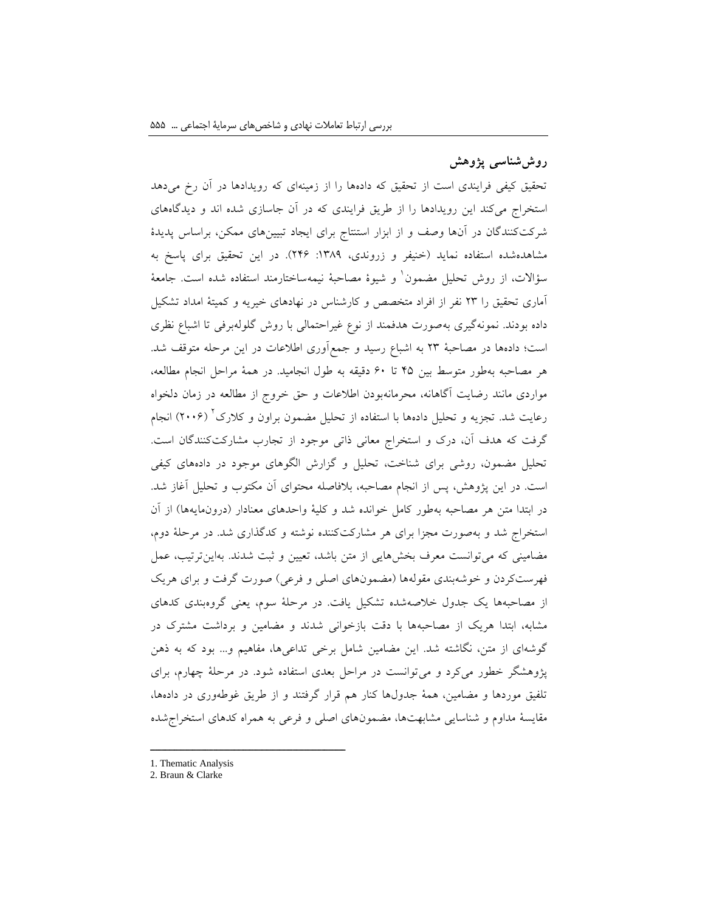## روش‌شناسی پژوهش

تحقیق کیفی فرایندی است از تحقیق که داده‌ها را از زمینه‌ای که رویدادها در آن رخ می‌دهد استخراج می‌کند این رویدادها را از طریق فرایندی که در آن جاسازی شده اند و دیدگاه‌های شرکت‌کنندگان در آن‌ها وصف و از ابزار استنتاج برای ایجاد تبیین‌های ممکن، براساس پدیدهٔ مشاهده‌شده استفاده نماید (خنیفر و زروندی، ۱۳۸۹: ۲۴۶). در این تحقیق برای پاسخ به سؤالات، از روش تحلیل مضمون[1] و شیوهٔ مصاحبهٔ نیمه‌ساختارمند استفاده شده است. جامعهٔ آماری تحقیق را ۲۳ نفر از افراد متخصص و کارشناس در نهادهای خیریه و کمیتهٔ امداد تشکیل داده بودند. نمونه‌گیری به‌صورت هدفمند از نوع غیراحتمالی با روش گلوله‌برفی تا اشباع نظری است؛ داده‌ها در مصاحبهٔ ۲۳ به اشباع رسید و جمع‌آوری اطلاعات در این مرحله متوقف شد. هر مصاحبه به‌طور متوسط بین ۴۵ تا ۶۰ دقیقه به طول انجامید. در همهٔ مراحل انجام مطالعه، مواردی مانند رضایت آگاهانه، محرمانه‌بودن اطلاعات و حق خروج از مطالعه در زمان دلخواه رعایت شد. تجزیه و تحلیل داده‌ها با استفاده از تحلیل مضمون براون و کلارک[2] (۲۰۰۶) انجام گرفت که هدف آن، درک و استخراج معانی ذاتی موجود از تجارب مشارکت‌کنندگان است. تحلیل مضمون، روشی برای شناخت، تحلیل و گزارش الگوهای موجود در داده‌های کیفی است. در این پژوهش، پس از انجام مصاحبه، بلافاصله محتوای آن مکتوب و تحلیل آغاز شد. در ابتدا متن هر مصاحبه به‌طور کامل خوانده شد و کلیهٔ واحدهای معنادار (درون‌مایه‌ها) از آن استخراج شد و به‌صورت مجزا برای هر مشارکت‌کننده نوشته و کدگذاری شد. در مرحلهٔ دوم، مضامینی که می‌توانست معرف بخش‌هایی از متن باشد، تعیین و ثبت شدند. به‌این‌ترتیب، عمل فهرست‌کردن و خوشه‌بندی مقوله‌ها (مضمون‌های اصلی و فرعی) صورت گرفت و برای هریک از مصاحبه‌ها یک جدول خلاصه‌شده تشکیل یافت. در مرحلهٔ سوم، یعنی گروه‌بندی کدهای مشابه، ابتدا هریک از مصاحبه‌ها با دقت بازخوانی شدند و مضامین و برداشت مشترک در گوشه‌ای از متن، نگاشته شد. این مضامین شامل برخی تداعی‌ها، مفاهیم و... بود که به ذهن پژوهشگر خطور می‌کرد و می‌توانست در مراحل بعدی استفاده شود. در مرحلهٔ چهارم، برای تلفیق موردها و مضامین، همهٔ جدول‌ها کنار هم قرار گرفتند و از طریق غوطه‌وری در داده‌ها، مقایسهٔ مداوم و شناسایی مشابهت‌ها، مضمون‌های اصلی و فرعی به همراه کدهای استخراج‌شده

---

1. Thematic Analysis
2. Braun & Clarke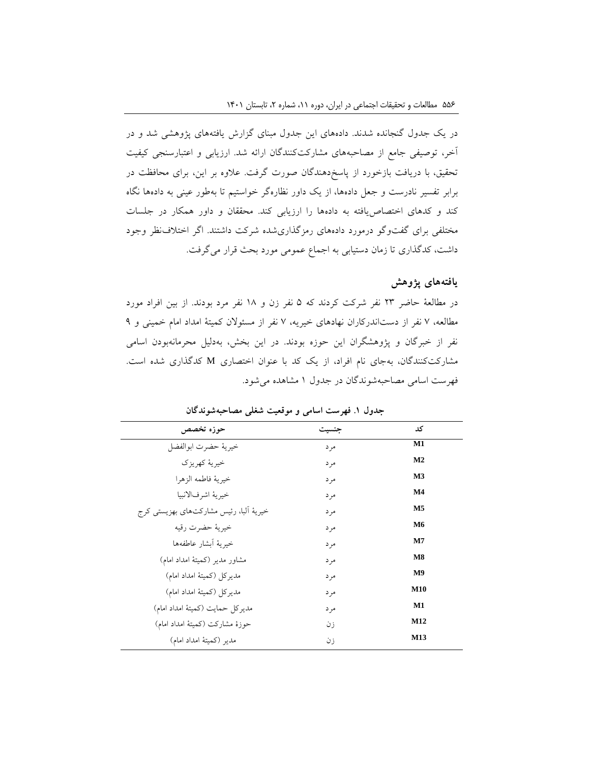در یک جدول گنجانده شدند. داده‌های این جدول مبنای گزارش یافته‌های پژوهشی شد و در آخر، توصیفی جامع از مصاحبه‌های مشارکت‌کنندگان ارائه شد. ارزیابی و اعتبارسنجی کیفیت تحقیق، با دریافت بازخورد از پاسخ‌دهندگان صورت گرفت. علاوه بر این، برای محافظت در برابر تفسیر نادرست و جعل داده‌ها، از یک داور نظاره‌گر خواستیم تا به‌طور عینی به داده‌ها نگاه کند و کدهای اختصاص‌یافته به داده‌ها را ارزیابی کند. محققان و داور همکار در جلسات مختلفی برای گفت‌وگو درمورد داده‌های رمزگذاری‌شده شرکت داشتند. اگر اختلاف‌نظر وجود داشت، کدگذاری تا زمان دستیابی به اجماع عمومی مورد بحث قرار می‌گرفت.

## یافته‌های پژوهش

در مطالعهٔ حاضر ۲۳ نفر شرکت کردند که ۵ نفر زن و ۱۸ نفر مرد بودند. از بین افراد مورد مطالعه، ۷ نفر از دست‌اندرکاران نهادهای خیریه، ۷ نفر از مسئولان کمیتهٔ امداد امام خمینی و ۹ نفر از خبرگان و پژوهشگران این حوزه بودند. در این بخش، به‌دلیل محرمانه‌بودن اسامی مشارکت‌کنندگان، به‌جای نام افراد، از یک کد با عنوان اختصاری M کدگذاری شده است. فهرست اسامی مصاحبه‌شوندگان در جدول ۱ مشاهده می‌شود.

**جدول ۱. فهرست اسامی و موقعیت شغلی مصاحبه‌شوندگان**

| کد | جنسیت | حوزه تخصص |
|---|---|---|
| M1 | مرد | خیریهٔ حضرت ابوالفضل |
| M2 | مرد | خیریهٔ کهریزک |
| M3 | مرد | خیریهٔ فاطمه الزهرا |
| M4 | مرد | خیریهٔ اشرف‌الانبیا |
| M5 | مرد | خیریهٔ آلبا، رئیس مشارکت‌های بهزیستی کرج |
| M6 | مرد | خیریهٔ حضرت رقیه |
| M7 | مرد | خیریهٔ آبشار عاطفه‌ها |
| M8 | مرد | مشاور مدیر (کمیتهٔ امداد امام) |
| M9 | مرد | مدیرکل (کمیتهٔ امداد امام) |
| M10 | مرد | مدیرکل (کمیتهٔ امداد امام) |
| M1 | مرد | مدیرکل حمایت (کمیتهٔ امداد امام) |
| M12 | زن | حوزهٔ مشارکت (کمیتهٔ امداد امام) |
| M13 | زن | مدیر (کمیتهٔ امداد امام) |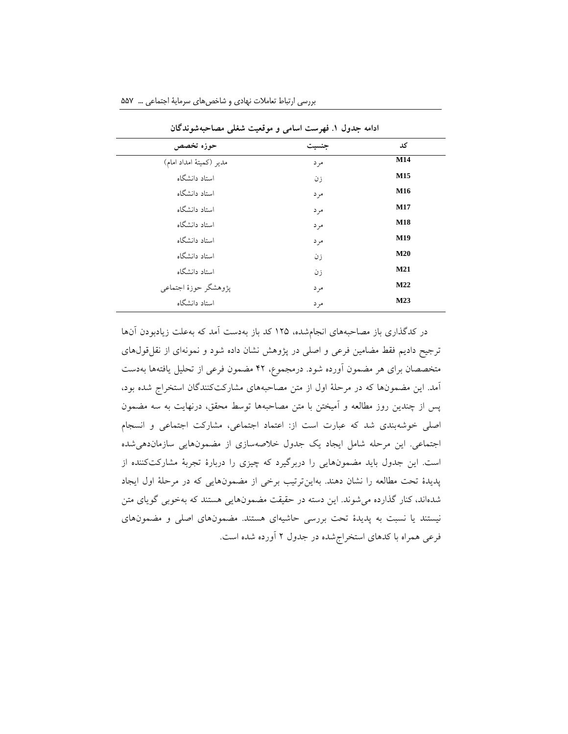**ادامه جدول ۱. فهرست اسامی و موقعیت شغلی مصاحبه‌شوندگان**

| کد | جنسیت | حوزه تخصص |
|---|---|---|
| M14 | مرد | مدیر (کمیتهٔ امداد امام) |
| M15 | زن | استاد دانشگاه |
| M16 | مرد | استاد دانشگاه |
| M17 | مرد | استاد دانشگاه |
| M18 | مرد | استاد دانشگاه |
| M19 | مرد | استاد دانشگاه |
| M20 | زن | استاد دانشگاه |
| M21 | زن | استاد دانشگاه |
| M22 | مرد | پژوهشگر حوزهٔ اجتماعی |
| M23 | مرد | استاد دانشگاه |

در کدگذاری باز مصاحبه‌های انجام‌شده، ۱۲۵ کد باز به‌دست آمد که به‌علت زیادبودن آن‌ها ترجیح دادیم فقط مضامین فرعی و اصلی در پژوهش نشان داده شود و نمونه‌ای از نقل‌قول‌های متخصصان برای هر مضمون آورده شود. درمجموع، ۴۲ مضمون فرعی از تحلیل یافته‌ها به‌دست آمد. این مضمون‌ها که در مرحلهٔ اول از متن مصاحبه‌های مشارکت‌کنندگان استخراج شده بود، پس از چندین روز مطالعه و آمیختن با متن مصاحبه‌ها توسط محقق، درنهایت به سه مضمون اصلی خوشه‌بندی شد که عبارت است از: اعتماد اجتماعی، مشارکت اجتماعی و انسجام اجتماعی. این مرحله شامل ایجاد یک جدول خلاصه‌سازی از مضمون‌هایی سازمان‌دهی‌شده است. این جدول باید مضمون‌هایی را دربرگیرد که چیزی را دربارهٔ تجربهٔ مشارکت‌کننده از پدیدهٔ تحت مطالعه را نشان دهند. به‌این‌ترتیب برخی از مضمون‌هایی که در مرحلهٔ اول ایجاد شده‌اند، کنار گذارده می‌شوند. این دسته در حقیقت مضمون‌هایی هستند که به‌خوبی گویای متن نیستند یا نسبت به پدیدهٔ تحت بررسی حاشیه‌ای هستند. مضمون‌های اصلی و مضمون‌های فرعی همراه با کدهای استخراج‌شده در جدول ۲ آورده شده است.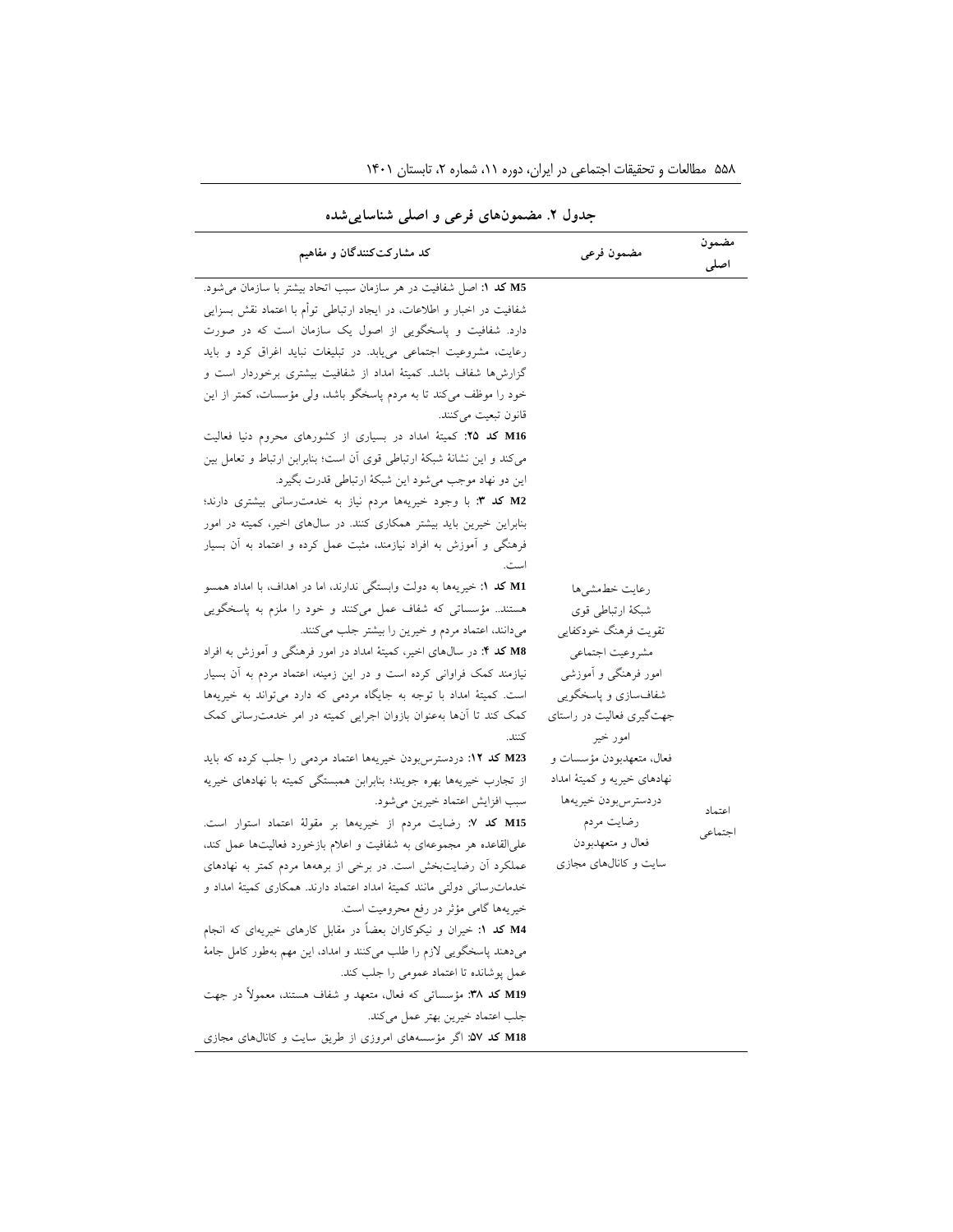جدول ۲. مضمون‌های فرعی و اصلی شناسایی‌شده

| کد مشارکت‌کنندگان و مفاهیم | مضمون فرعی | مضمون اصلی |
|---|---|---|
| **M5 کد ۱:** اصل شفافیت در هر سازمان سبب اتحاد بیشتر با سازمان می‌شود. شفافیت در اخبار و اطلاعات، در ایجاد ارتباطی توأم با اعتماد نقش بسزایی دارد. شفافیت و پاسخگویی از اصول یک سازمان است که در صورت رعایت، مشروعیت اجتماعی می‌یابد. در تبلیغات نباید اغراق کرد و باید گزارش‌ها شفاف باشد. کمیتهٔ امداد از شفافیت بیشتری برخوردار است و خود را موظف می‌کند تا به مردم پاسخگو باشد، ولی مؤسسات، کمتر از این قانون تبعیت می‌کنند.<br>**M16 کد ۲۵:** کمیتهٔ امداد در بسیاری از کشورهای محروم دنیا فعالیت می‌کند و این نشانهٔ شبکهٔ ارتباطی قوی آن است؛ بنابراین ارتباط و تعامل بین این دو نهاد موجب می‌شود این شبکهٔ ارتباطی قدرت بگیرد.<br>**M2 کد ۳:** با وجود خیریه‌ها مردم نیاز به خدمت‌رسانی بیشتری دارند؛ بنابراین خیرین باید بیشتر همکاری کنند. در سال‌های اخیر، کمیته در امور فرهنگی و آموزش به افراد نیازمند، مثبت عمل کرده و اعتماد به آن بسیار است.<br>**M1 کد ۱:** خیریه‌ها به دولت وابستگی ندارند، اما در اهداف، با امداد همسو هستند.. مؤسساتی که شفاف عمل می‌کنند و خود را ملزم به پاسخگویی می‌دانند، اعتماد مردم و خیرین را بیشتر جلب می‌کنند.<br>**M8 کد ۴:** در سال‌های اخیر، کمیتهٔ امداد در امور فرهنگی و آموزش به افراد نیازمند کمک فراوانی کرده است و در این زمینه، اعتماد مردم به آن بسیار است. کمیتهٔ امداد با توجه به جایگاه مردمی که دارد می‌تواند به خیریه‌ها کمک کند تا آن‌ها به‌عنوان بازوان اجرایی کمیته در امر خدمت‌رسانی کمک کنند.<br>**M23 کد ۱۲:** دردسترس‌بودن خیریه‌ها اعتماد مردمی را جلب کرده که باید از تجارب خیریه‌ها بهره جویند؛ بنابراین همبستگی کمیته با نهادهای خیریه سبب افزایش اعتماد خیرین می‌شود.<br>**M15 کد ۷:** رضایت مردم از خیریه‌ها بر مقولهٔ اعتماد استوار است. علی‌القاعده هر مجموعه‌ای به شفافیت و اعلام بازخورد فعالیت‌ها عمل کند، عملکرد آن رضایت‌بخش است. در برخی از برهه‌ها مردم کمتر به نهادهای خدمات‌رسانی دولتی مانند کمیتهٔ امداد اعتماد دارند. همکاری کمیتهٔ امداد و خیریه‌ها گامی مؤثر در رفع محرومیت است.<br>**M4 کد ۱:** خیران و نیکوکاران بعضاً در مقابل کارهای خیریه‌ای که انجام می‌دهند پاسخگویی لازم را طلب می‌کنند و امداد، این مهم به‌طور کامل جامهٔ عمل پوشانده تا اعتماد عمومی را جلب کند.<br>**M19 کد ۳۸:** مؤسساتی که فعال، متعهد و شفاف هستند، معمولاً در جهت جلب اعتماد خیرین بهتر عمل می‌کنند.<br>**M18 کد ۵۷:** اگر مؤسسه‌های امروزی از طریق سایت و کانال‌های مجازی | رعایت خط‌مشی‌ها<br>شبکهٔ ارتباطی قوی<br>تقویت فرهنگ خودکفایی<br>مشروعیت اجتماعی<br>امور فرهنگی و آموزشی<br>شفاف‌سازی و پاسخگویی<br>جهت‌گیری فعالیت در راستای امور خیر<br>فعال، متعهدبودن مؤسسات و نهادهای خیریه و کمیتهٔ امداد<br>دردسترس‌بودن خیریه‌ها<br>رضایت مردم<br>فعال و متعهدبودن<br>سایت و کانال‌های مجازی | اعتماد اجتماعی |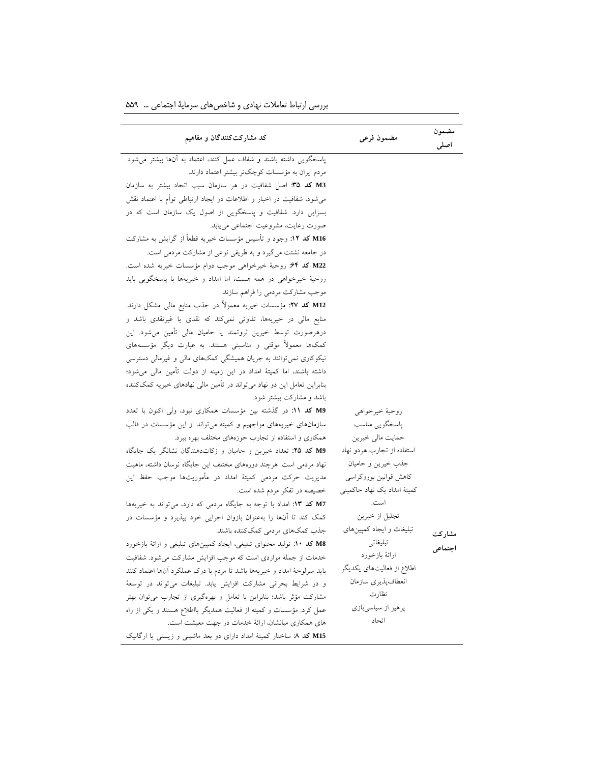| مضمون اصلی | مضمون فرعی | کد مشارکت‌کنندگان و مفاهیم |
|---|---|---|
| مشارکت اجتماعی | روحیهٔ خیرخواهی<br>پاسخگویی مناسب<br>حمایت مالی خیرین<br>استفاده از تجارب هردو نهاد<br>جذب خیرین و حامیان<br>کاهش قوانین بوروکراسی<br>کمیتهٔ امداد یک نهاد حاکمیتی است.<br>تجلیل از خیرین<br>تبلیغات و ایجاد کمپین‌های تبلیغاتی<br>ارائهٔ بازخورد<br>اطلاع از فعالیت‌های یکدیگر<br>انعطاف‌پذیری سازمان<br>نظارت<br>پرهیز از سیاسی‌بازی<br>اتحاد | پاسخگویی داشته باشند و شفاف عمل کنند، اعتماد به آن‌ها بیشتر می‌شود. مردم ایران به مؤسسات کوچک‌تر بیشتر اعتماد دارند.<br>**M3 کد ۳۵:** اصل شفافیت در هر سازمان سبب اتحاد بیشتر به سازمان می‌شود. شفافیت در اخبار و اطلاعات در ایجاد ارتباطی توأم با اعتماد نقش بسزایی دارد. شفافیت و پاسخگویی از اصول یک سازمان است که در صورت رعایت، مشروعیت اجتماعی می‌یابد.<br>**M16 کد ۱۲:** وجود و تأسیس مؤسسات خیریه قطعاً از گرایش به مشارکت در جامعه نشئت می‌گیرد و به طریقی نوعی از مشارکت مردمی است.<br>**M22 کد ۶۴:** روحیهٔ خیرخواهی موجب دوام مؤسسات خیریه شده است. روحیهٔ خیرخواهی در همه هست، اما امداد و خیریه‌ها با پاسخگویی باید موجب مشارکت مردمی را فراهم سازند.<br>**M12 کد ۲۷:** مؤسسات خیریه معمولاً در جذب منابع مالی مشکل دارند. منابع مالی در خیریه‌ها، تفاوتی نمی‌کند که نقدی یا غیرنقدی باشد و درهرصورت توسط خیرین ثروتمند یا حامیان مالی تأمین می‌شود. این کمک‌ها معمولاً موقتی و مناسبتی هستند. به عبارت دیگر مؤسسه‌های نیکوکاری نمی‌توانند به جریان همیشگی کمک‌های مالی و غیرمالی دسترسی داشته باشند، اما کمیتهٔ امداد در این زمینه از دولت تأمین مالی می‌شود؛ بنابراین تعامل این دو نهاد می‌تواند در تأمین مالی نهادهای خیریه کمک‌کننده باشد و مشارکت بیشتر شود.<br>**M9 کد ۱۱:** در گذشته بین مؤسسات همکاری نبود، ولی اکنون با تعدد سازمان‌های خیریه‌های مواجهیم و کمیته می‌تواند از این مؤسسات در قالب همکاری و استفاده از تجارب حوزه‌های مختلف بهره ببرد.<br>**M9 کد ۲۵:** تعداد خیرین و حامیان و زکات‌دهندگان نشانگر یک جایگاه نهاد مردمی است. هرچند دوره‌های مختلف این جایگاه نوسان داشته، ماهیت مدیریت حرکت مردمی کمیتهٔ امداد در مأموریت‌ها موجب حفظ این خصیصه در تفکر مردم شده است.<br>**M7 کد ۱۳:** امداد با توجه به جایگاه مردمی که دارد، می‌تواند به خیریه‌ها کمک کند تا آن‌ها را به‌عنوان بازوان اجرایی خود بپذیرد و مؤسسات در جذب کمک‌های مردمی کمک‌کننده باشند.<br>**M8 کد ۱۰:** تولید محتوای تبلیغی، ایجاد کمپین‌های تبلیغی و ارائهٔ بازخورد خدمات از جمله مواردی است که موجب افزایش مشارکت می‌شود. شفافیت باید سرلوحهٔ امداد و خیریه‌ها باشد تا مردم با درک عملکرد آن‌ها اعتماد کنند و در شرایط بحرانی مشارکت افزایش یابد. تبلیغات می‌تواند در توسعهٔ مشارکت مؤثر باشد؛ بنابراین با تعامل و بهره‌گیری از تجارب می‌توان بهتر عمل کرد. مؤسسات و کمیته از فعالیت همدیگر بااطلاع هستند و یکی از راه های همکاری میانشان، ارائهٔ خدمات در جهت معیشت است.<br>**M15 کد ۸:** ساختار کمیتهٔ امداد دارای دو بعد ماشینی و زیستی یا ارگانیک |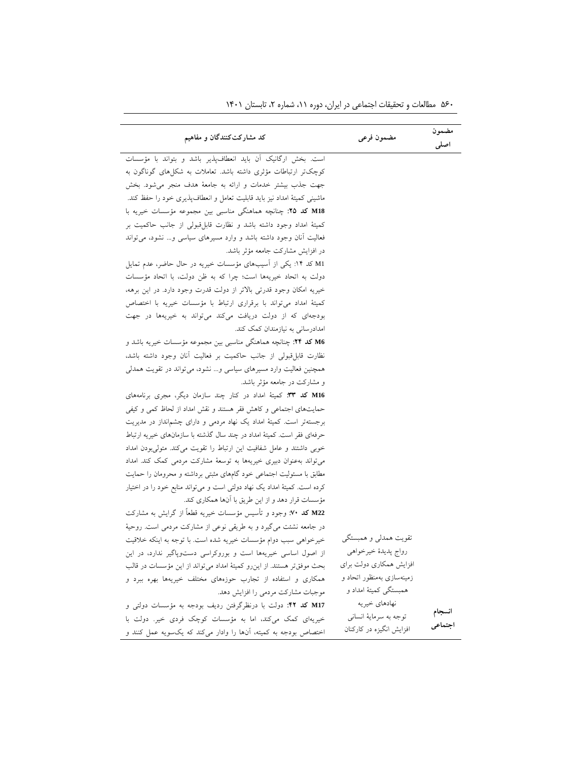| مضمون اصلی | مضمون فرعی | کد مشارکت‌کنندگان و مفاهیم |
|---|---|---|
| انسجام اجتماعی | تقویت همدلی و همبستگی<br>رواج پدیدهٔ خیرخواهی<br>افزایش همکاری دولت برای زمینه‌سازی به‌منظور اتحاد و همبستگی کمیتهٔ امداد و نهادهای خیریه<br>توجه به سرمایهٔ انسانی<br>افزایش انگیزه در کارکنان | است. بخش ارگانیک آن باید انعطاف‌پذیر باشد و بتواند با مؤسسات کوچک‌تر ارتباطات مؤثری داشته باشد. تعاملات به شکل‌های گوناگون به جهت جذب بیشتر خدمات و ارائه به جامعهٔ هدف منجر می‌شود. بخش ماشینی کمیتهٔ امداد نیز باید قابلیت تعامل و انعطاف‌پذیری خود را حفظ کند.<br>**M18 کد ۲۵:** چنانچه هماهنگی مناسبی بین مجموعه مؤسسات خیریه با کمیتهٔ امداد وجود داشته باشد و نظارت قابل‌قبولی از جانب حاکمیت بر فعالیت آنان وجود داشته باشد و وارد مسیرهای سیاسی و... نشود، می‌تواند در افزایش مشارکت جامعه مؤثر باشد.<br>M1 کد ۱۴: یکی از آسیب‌های مؤسسات خیریه در حال حاضر، عدم تمایل دولت به اتحاد خیریه‌ها است؛ چرا که به ظن دولت، با اتحاد مؤسسات خیریه امکان وجود قدرتی بالاتر از دولت قدرت وجود دارد. در این برهه، کمیتهٔ امداد می‌تواند با برقراری ارتباط با مؤسسات خیریه با اختصاص بودجه‌ای که از دولت دریافت می‌کند می‌تواند به خیریه‌ها در جهت امدادرسانی به نیازمندان کمک کند.<br>**M6 کد ۲۴:** چنانچه هماهنگی مناسبی بین مجموعه مؤسسات خیریه باشد و نظارت قابل‌قبولی از جانب حاکمیت بر فعالیت آنان وجود داشته باشد، همچنین فعالیت وارد مسیرهای سیاسی و... نشود، می‌تواند در تقویت همدلی و مشارکت در جامعه مؤثر باشد.<br>**M16 کد ۳۳:** کمیتهٔ امداد در کنار چند سازمان دیگر، مجری برنامه‌های حمایت‌های اجتماعی و کاهش فقر هستند و نقش امداد از لحاظ کمی و کیفی برجسته‌تر است. کمیتهٔ امداد یک نهاد مردمی و دارای چشم‌انداز در مدیریت حرفه‌ای فقر است. کمیتهٔ امداد در چند سال گذشته با سازمان‌های خیریه ارتباط خوبی داشتند و عامل شفافیت این ارتباط را تقویت می‌کند. متولی‌بودن امداد می‌تواند به‌عنوان دبیری خیریه‌ها به توسعهٔ مشارکت مردمی کمک کند. امداد مطابق با مسئولیت اجتماعی خود گام‌های مثبتی برداشته و محرومان را حمایت کرده است. کمیتهٔ امداد یک نهاد دولتی است و می‌تواند منابع خود را در اختیار مؤسسات قرار دهد و از این طریق با آن‌ها همکاری کند.<br>**M22 کد ۷۰:** وجود و تأسیس مؤسسات خیریه قطعاً از گرایش به مشارکت در جامعه نشئت می‌گیرد و به طریقی نوعی از مشارکت مردمی است. روحیهٔ خیرخواهی سبب دوام مؤسسات خیریه شده است. با توجه به اینکه خلاقیت از اصول اساسی خیریه‌ها است و بوروکراسی دست‌وپاگیر ندارد، در این بحث موفق‌تر هستند. از این‌رو کمیتهٔ امداد می‌تواند از این مؤسسات در قالب همکاری و استفاده از تجارب حوزه‌های مختلف خیریه‌ها بهره ببرد و موجبات مشارکت مردمی را افزایش دهد.<br>**M17 کد ۴۲:** دولت با درنظرگرفتن ردیف بودجه به مؤسسات دولتی و خیریه‌ای کمک می‌کند، اما به مؤسسات کوچک فردی خیر. دولت با اختصاص بودجه به کمیته، آن‌ها را وادار می‌کند که یک‌سویه عمل کنند و |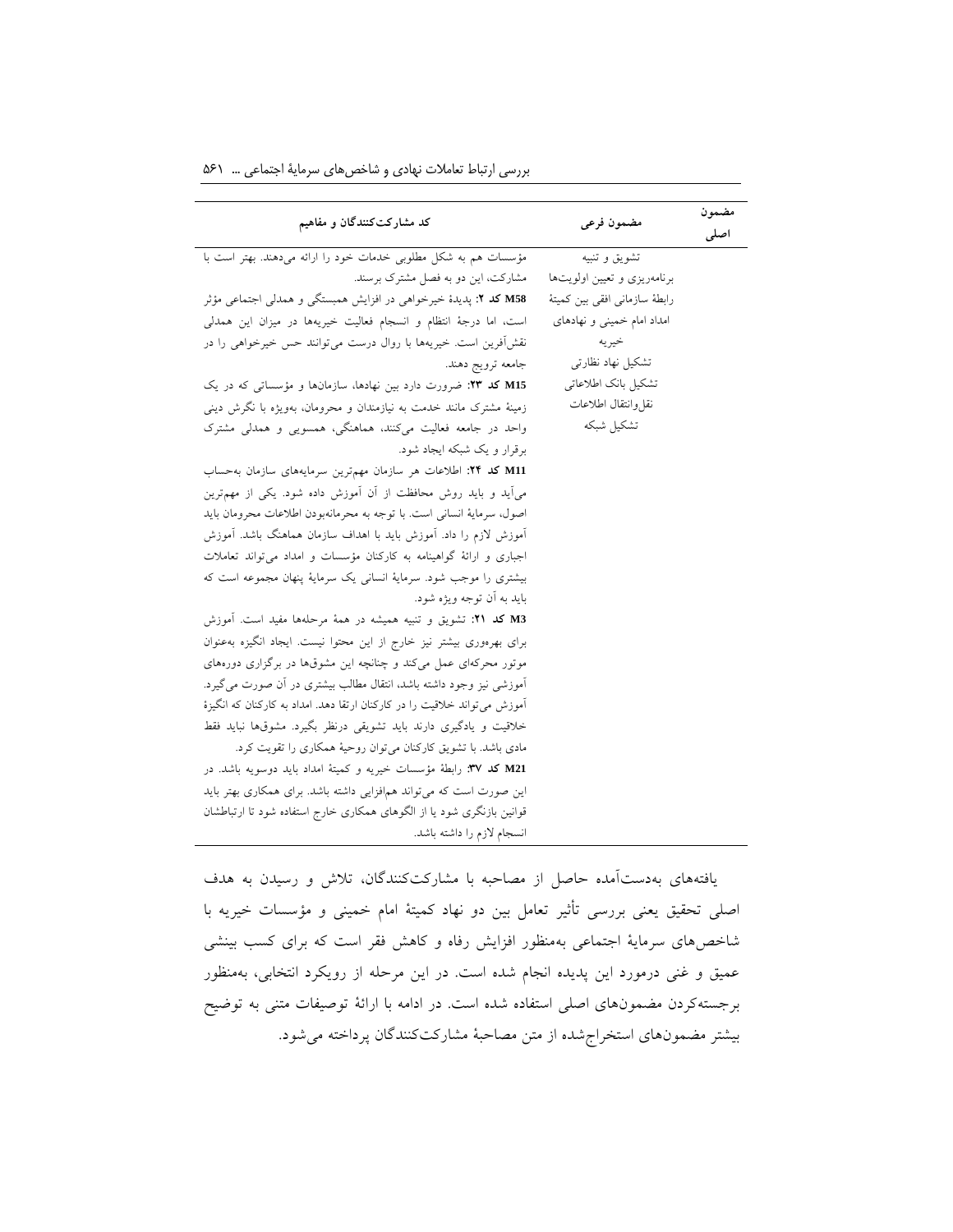| مضمون اصلی | مضمون فرعی | کد مشارکت‌کنندگان و مفاهیم |
|---|---|---|
| | تشویق و تنبیه<br>برنامه‌ریزی و تعیین اولویت‌ها<br>رابطهٔ سازمانی افقی بین کمیتهٔ امداد امام خمینی و نهادهای خیریه<br>تشکیل نهاد نظارتی<br>تشکیل بانک اطلاعاتی<br>نقل‌وانتقال اطلاعات<br>تشکیل شبکه | مؤسسات هم به شکل مطلوبی خدمات خود را ارائه می‌دهند. بهتر است با مشارکت، این دو به فصل مشترک برسند.<br>**M58 کد ۲:** پدیدهٔ خیرخواهی در افزایش همبستگی و همدلی اجتماعی مؤثر است، اما درجهٔ انتظام و انسجام فعالیت خیریه‌ها در میزان این همدلی نقش‌آفرین است. خیریه‌ها با روال درست می‌توانند حس خیرخواهی را در جامعه ترویج دهند.<br>**M15 کد ۲۳:** ضرورت دارد بین نهادها، سازمان‌ها و مؤسساتی که در یک زمینهٔ مشترک مانند خدمت به نیازمندان و محرومان، به‌ویژه با نگرش دینی واحد در جامعه فعالیت می‌کنند، هماهنگی، همسویی و همدلی مشترک برقرار و یک شبکه ایجاد شود.<br>**M11 کد ۲۴:** اطلاعات هر سازمان مهم‌ترین سرمایه‌های سازمان به‌حساب می‌آید و باید روش محافظت از آن آموزش داده شود. یکی از مهم‌ترین اصول، سرمایهٔ انسانی است. با توجه به محرمانه‌بودن اطلاعات محرومان باید آموزش لازم را داد. آموزش باید با اهداف سازمان هماهنگ باشد. آموزش اجباری و ارائهٔ گواهینامه به کارکنان مؤسسات و امداد می‌تواند تعاملات بیشتری را موجب شود. سرمایهٔ انسانی یک سرمایهٔ پنهان مجموعه است که باید به آن توجه ویژه شود.<br>**M3 کد ۲۱:** تشویق و تنبیه همیشه در همهٔ مرحله‌ها مفید است. آموزش برای بهره‌وری بیشتر نیز خارج از این محتوا نیست. ایجاد انگیزه به‌عنوان موتور محرکه‌ای عمل می‌کند و چنانچه این مشوق‌ها در برگزاری دوره‌های آموزشی نیز وجود داشته باشد، انتقال مطالب بیشتری در آن صورت می‌گیرد. آموزش می‌تواند خلاقیت را در کارکنان ارتقا دهد. امداد به کارکنان که انگیزهٔ خلاقیت و یادگیری دارند باید تشویقی درنظر بگیرد. مشوق‌ها نباید فقط مادی باشد. با تشویق کارکنان می‌توان روحیهٔ همکاری را تقویت کرد.<br>**M21 کد ۳۷:** رابطهٔ مؤسسات خیریه و کمیتهٔ امداد باید دوسویه باشد. در این صورت است که می‌تواند هم‌افزایی داشته باشد. برای همکاری بهتر باید قوانین بازنگری شود یا از الگوهای همکاری خارج استفاده شود تا ارتباطشان انسجام لازم را داشته باشد. |

یافته‌های به‌دست‌آمده حاصل از مصاحبه با مشارکت‌کنندگان، تلاش و رسیدن به هدف اصلی تحقیق یعنی بررسی تأثیر تعامل بین دو نهاد کمیتهٔ امام خمینی و مؤسسات خیریه با شاخص‌های سرمایهٔ اجتماعی به‌منظور افزایش رفاه و کاهش فقر است که برای کسب بینشی عمیق و غنی درمورد این پدیده انجام شده است. در این مرحله از رویکرد انتخابی، به‌منظور برجسته‌کردن مضمون‌های اصلی استفاده شده است. در ادامه با ارائهٔ توصیفات متنی به توضیح بیشتر مضمون‌های استخراج‌شده از متن مصاحبهٔ مشارکت‌کنندگان پرداخته می‌شود.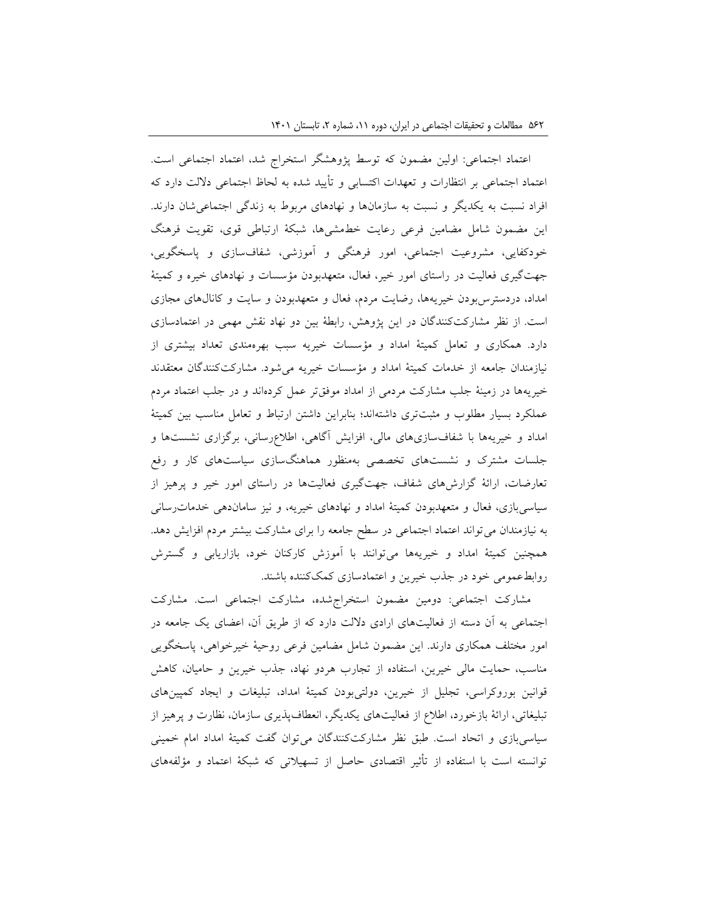اعتماد اجتماعی: اولین مضمون که توسط پژوهشگر استخراج شد، اعتماد اجتماعی است. اعتماد اجتماعی بر انتظارات و تعهدات اکتسابی و تأیید شده به لحاظ اجتماعی دلالت دارد که افراد نسبت به یکدیگر و نسبت به سازمان‌ها و نهادهای مربوط به زندگی اجتماعی‌شان دارند. این مضمون شامل مضامین فرعی رعایت خط‌مشی‌ها، شبکهٔ ارتباطی قوی، تقویت فرهنگ خودکفایی، مشروعیت اجتماعی، امور فرهنگی و آموزشی، شفاف‌سازی و پاسخگویی، جهت‌گیری فعالیت در راستای امور خیر، فعال، متعهدبودن مؤسسات و نهادهای خیره و کمیتهٔ امداد، دردسترس‌بودن خیریه‌ها، رضایت مردم، فعال و متعهدبودن و سایت و کانال‌های مجازی است. از نظر مشارکت‌کنندگان در این پژوهش، رابطهٔ بین دو نهاد نقش مهمی در اعتمادسازی دارد. همکاری و تعامل کمیتهٔ امداد و مؤسسات خیریه سبب بهره‌مندی تعداد بیشتری از نیازمندان جامعه از خدمات کمیتهٔ امداد و مؤسسات خیریه می‌شود. مشارکت‌کنندگان معتقدند خیریه‌ها در زمینهٔ جلب مشارکت مردمی از امداد موفق‌تر عمل کرده‌اند و در جلب اعتماد مردم عملکرد بسیار مطلوب و مثبت‌تری داشته‌اند؛ بنابراین داشتن ارتباط و تعامل مناسب بین کمیتهٔ امداد و خیریه‌ها با شفاف‌سازی‌های مالی، افزایش آگاهی، اطلاع‌رسانی، برگزاری نشست‌ها و جلسات مشترک و نشست‌های تخصصی به‌منظور هماهنگ‌سازی سیاست‌های کار و رفع تعارضات، ارائهٔ گزارش‌های شفاف، جهت‌گیری فعالیت‌ها در راستای امور خیر و پرهیز از سیاسی‌بازی، فعال و متعهدبودن کمیتهٔ امداد و نهادهای خیریه، و نیز ساماندهی خدمات‌رسانی به نیازمندان می‌تواند اعتماد اجتماعی در سطح جامعه را برای مشارکت بیشتر مردم افزایش دهد. همچنین کمیتهٔ امداد و خیریه‌ها می‌توانند با آموزش کارکنان خود، بازاریابی و گسترش روابط‌عمومی خود در جذب خیرین و اعتمادسازی کمک‌کننده باشند.

مشارکت اجتماعی: دومین مضمون استخراج‌شده، مشارکت اجتماعی است. مشارکت اجتماعی به آن دسته از فعالیت‌های ارادی دلالت دارد که از طریق آن، اعضای یک جامعه در امور مختلف همکاری دارند. این مضمون شامل مضامین فرعی روحیهٔ خیرخواهی، پاسخگویی مناسب، حمایت مالی خیرین، استفاده از تجارب هردو نهاد، جذب خیرین و حامیان، کاهش قوانین بوروکراسی، تجلیل از خیرین، دولتی‌بودن کمیتهٔ امداد، تبلیغات و ایجاد کمپین‌های تبلیغاتی، ارائهٔ بازخورد، اطلاع از فعالیت‌های یکدیگر، انعطاف‌پذیری سازمان، نظارت و پرهیز از سیاسی‌بازی و اتحاد است. طبق نظر مشارکت‌کنندگان می‌توان گفت کمیتهٔ امداد امام خمینی توانسته است با استفاده از تأثیر اقتصادی حاصل از تسهیلاتی که شبکهٔ اعتماد و مؤلفه‌های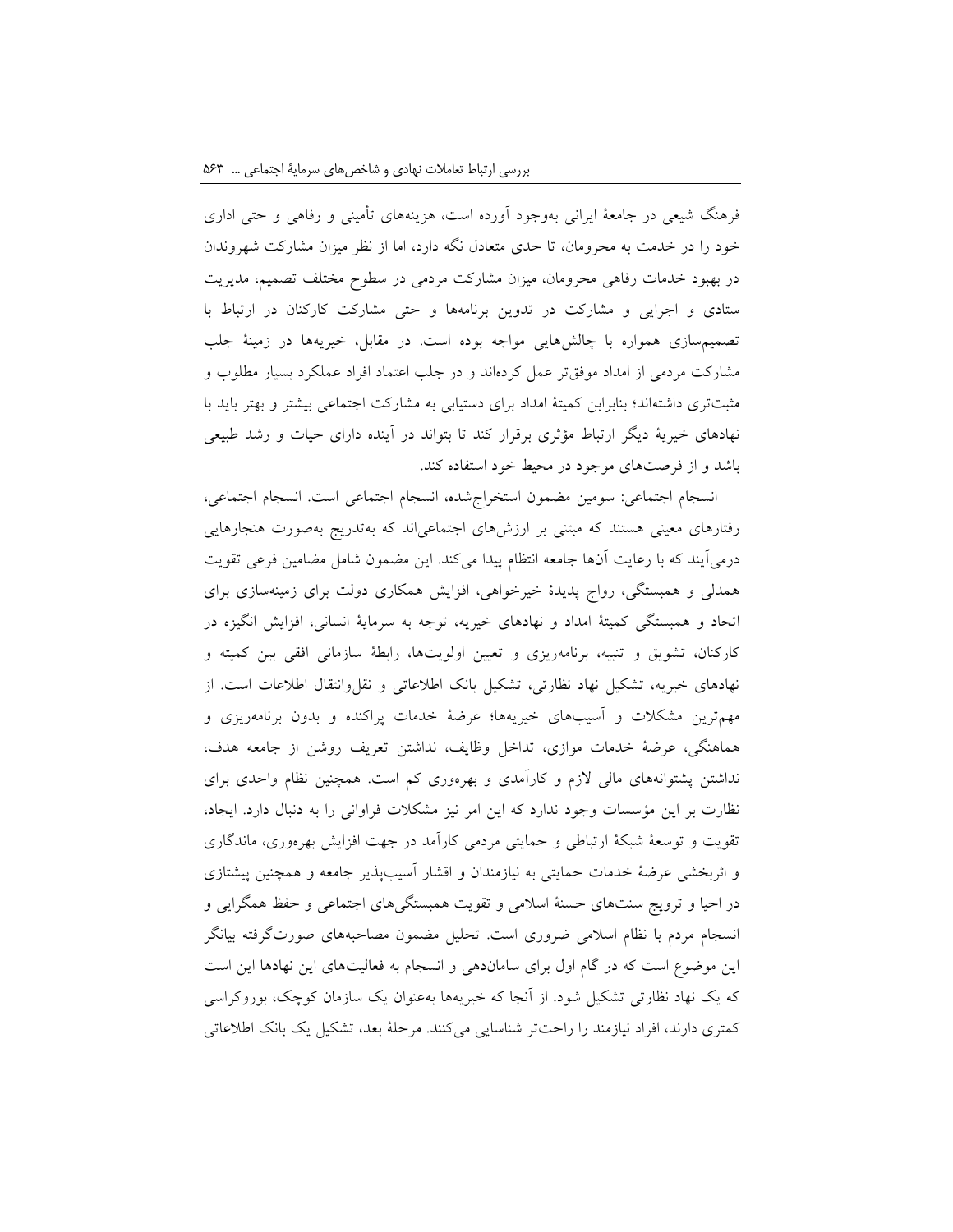فرهنگ شیعی در جامعهٔ ایرانی به‌وجود آورده است، هزینه‌های تأمینی و رفاهی و حتی اداری خود را در خدمت به محرومان، تا حدی متعادل نگه دارد، اما از نظر میزان مشارکت شهروندان در بهبود خدمات رفاهی محرومان، میزان مشارکت مردمی در سطوح مختلف تصمیم، مدیریت ستادی و اجرایی و مشارکت در تدوین برنامه‌ها و حتی مشارکت کارکنان در ارتباط با تصمیم‌سازی همواره با چالش‌هایی مواجه بوده است. در مقابل، خیریه‌ها در زمینهٔ جلب مشارکت مردمی از امداد موفق‌تر عمل کرده‌اند و در جلب اعتماد افراد عملکرد بسیار مطلوب و مثبت‌تری داشته‌اند؛ بنابراین کمیتهٔ امداد برای دستیابی به مشارکت اجتماعی بیشتر و بهتر باید با نهادهای خیریهٔ دیگر ارتباط مؤثری برقرار کند تا بتواند در آینده دارای حیات و رشد طبیعی باشد و از فرصت‌های موجود در محیط خود استفاده کند.

انسجام اجتماعی: سومین مضمون استخراج‌شده، انسجام اجتماعی است. انسجام اجتماعی، رفتارهای معینی هستند که مبتنی بر ارزش‌های اجتماعی‌اند که به‌تدریج به‌صورت هنجارهایی درمی‌آیند که با رعایت آن‌ها جامعه انتظام پیدا می‌کند. این مضمون شامل مضامین فرعی تقویت همدلی و همبستگی، رواج پدیدهٔ خیرخواهی، افزایش همکاری دولت برای زمینه‌سازی برای اتحاد و همبستگی کمیتهٔ امداد و نهادهای خیریه، توجه به سرمایهٔ انسانی، افزایش انگیزه در کارکنان، تشویق و تنبیه، برنامه‌ریزی و تعیین اولویت‌ها، رابطهٔ سازمانی افقی بین کمیته و نهادهای خیریه، تشکیل نهاد نظارتی، تشکیل بانک اطلاعاتی و نقل‌وانتقال اطلاعات است. از مهم‌ترین مشکلات و آسیب‌های خیریه‌ها؛ عرضهٔ خدمات پراکنده و بدون برنامه‌ریزی و هماهنگی، عرضهٔ خدمات موازی، تداخل وظایف، نداشتن تعریف روشن از جامعه هدف، نداشتن پشتوانه‌های مالی لازم و کارآمدی و بهره‌وری کم است. همچنین نظام واحدی برای نظارت بر این مؤسسات وجود ندارد که این امر نیز مشکلات فراوانی را به دنبال دارد. ایجاد، تقویت و توسعهٔ شبکهٔ ارتباطی و حمایتی مردمی کارآمد در جهت افزایش بهره‌وری، ماندگاری و اثربخشی عرضهٔ خدمات حمایتی به نیازمندان و اقشار آسیب‌پذیر جامعه و همچنین پیشتازی در احیا و ترویج سنت‌های حسنهٔ اسلامی و تقویت همبستگی‌های اجتماعی و حفظ همگرایی و انسجام مردم با نظام اسلامی ضروری است. تحلیل مضمون مصاحبه‌های صورت‌گرفته بیانگر این موضوع است که در گام اول برای سامان‌دهی و انسجام به فعالیت‌های این نهادها این است که یک نهاد نظارتی تشکیل شود. از آنجا که خیریه‌ها به‌عنوان یک سازمان کوچک، بوروکراسی کمتری دارند، افراد نیازمند را راحت‌تر شناسایی می‌کنند. مرحلهٔ بعد، تشکیل یک بانک اطلاعاتی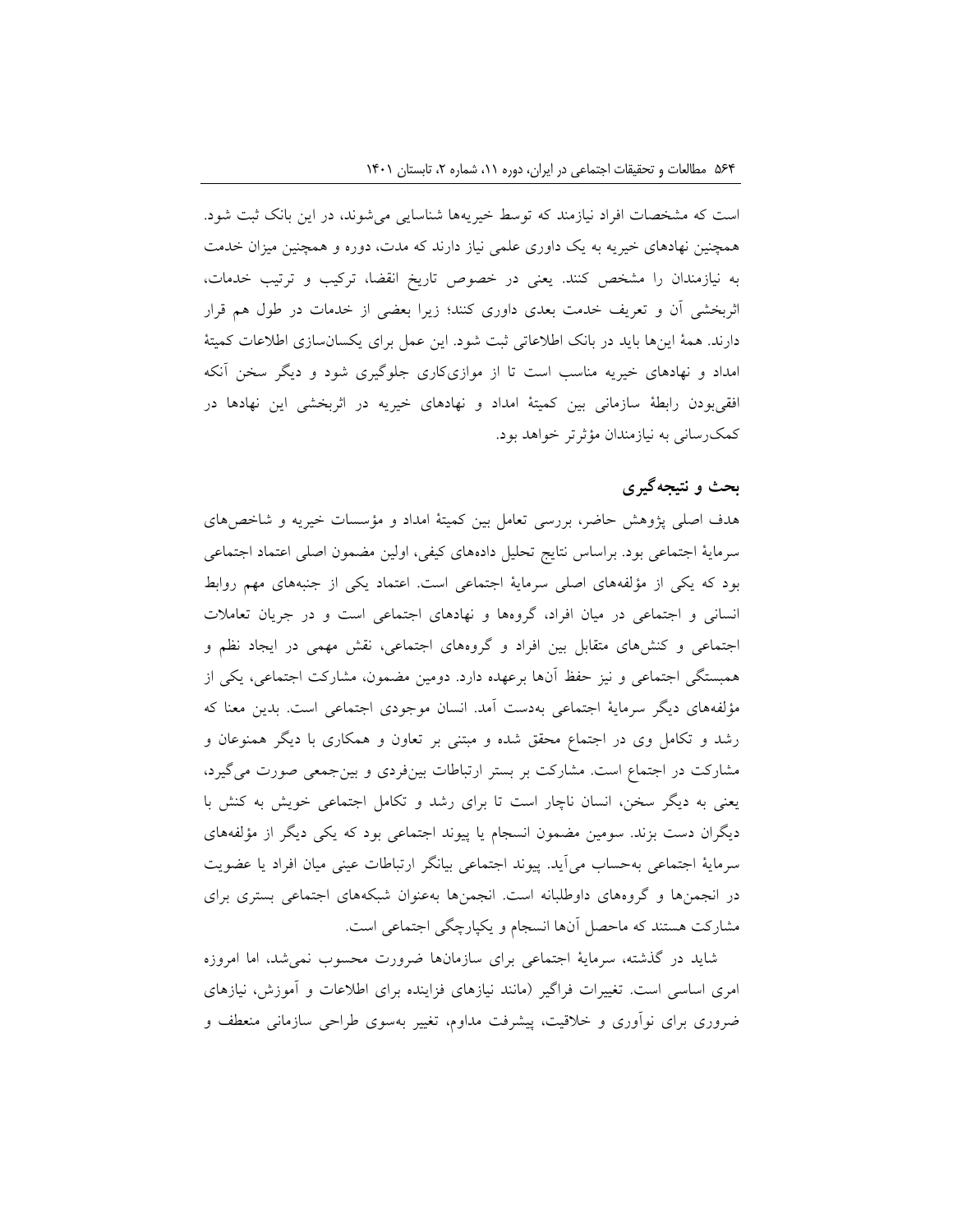است که مشخصات افراد نیازمند که توسط خیریه‌ها شناسایی می‌شوند، در این بانک ثبت شود. همچنین نهادهای خیریه به یک داوری علمی نیاز دارند که مدت، دوره و همچنین میزان خدمت به نیازمندان را مشخص کنند. یعنی در خصوص تاریخ انقضا، ترکیب و ترتیب خدمات، اثربخشی آن و تعریف خدمت بعدی داوری کنند؛ زیرا بعضی از خدمات در طول هم قرار دارند. همهٔ این‌ها باید در بانک اطلاعاتی ثبت شود. این عمل برای یکسان‌سازی اطلاعات کمیتهٔ امداد و نهادهای خیریه مناسب است تا از موازی‌کاری جلوگیری شود و دیگر سخن آنکه افقی‌بودن رابطهٔ سازمانی بین کمیتهٔ امداد و نهادهای خیریه در اثربخشی این نهادها در کمک‌رسانی به نیازمندان مؤثرتر خواهد بود.

## بحث و نتیجه‌گیری

هدف اصلی پژوهش حاضر، بررسی تعامل بین کمیتهٔ امداد و مؤسسات خیریه و شاخص‌های سرمایهٔ اجتماعی بود. براساس نتایج تحلیل داده‌های کیفی، اولین مضمون اصلی اعتماد اجتماعی بود که یکی از مؤلفه‌های اصلی سرمایهٔ اجتماعی است. اعتماد یکی از جنبه‌های مهم روابط انسانی و اجتماعی در میان افراد، گروه‌ها و نهادهای اجتماعی است و در جریان تعاملات اجتماعی و کنش‌های متقابل بین افراد و گروه‌های اجتماعی، نقش مهمی در ایجاد نظم و همبستگی اجتماعی و نیز حفظ آن‌ها برعهده دارد. دومین مضمون، مشارکت اجتماعی، یکی از مؤلفه‌های دیگر سرمایهٔ اجتماعی به‌دست آمد. انسان موجودی اجتماعی است. بدین معنا که رشد و تکامل وی در اجتماع محقق شده و مبتنی بر تعاون و همکاری با دیگر همنوعان و مشارکت در اجتماع است. مشارکت بر بستر ارتباطات بین‌فردی و بین‌جمعی صورت می‌گیرد، یعنی به دیگر سخن، انسان ناچار است تا برای رشد و تکامل اجتماعی خویش به کنش با دیگران دست بزند. سومین مضمون انسجام یا پیوند اجتماعی بود که یکی دیگر از مؤلفه‌های سرمایهٔ اجتماعی به‌حساب می‌آید. پیوند اجتماعی بیانگر ارتباطات عینی میان افراد یا عضویت در انجمن‌ها و گروه‌های داوطلبانه است. انجمن‌ها به‌عنوان شبکه‌های اجتماعی بستری برای مشارکت هستند که ماحصل آن‌ها انسجام و یکپارچگی اجتماعی است.

شاید در گذشته، سرمایهٔ اجتماعی برای سازمان‌ها ضرورت محسوب نمی‌شد، اما امروزه امری اساسی است. تغییرات فراگیر (مانند نیازهای فزاینده برای اطلاعات و آموزش، نیازهای ضروری برای نوآوری و خلاقیت، پیشرفت مداوم، تغییر به‌سوی طراحی سازمانی منعطف و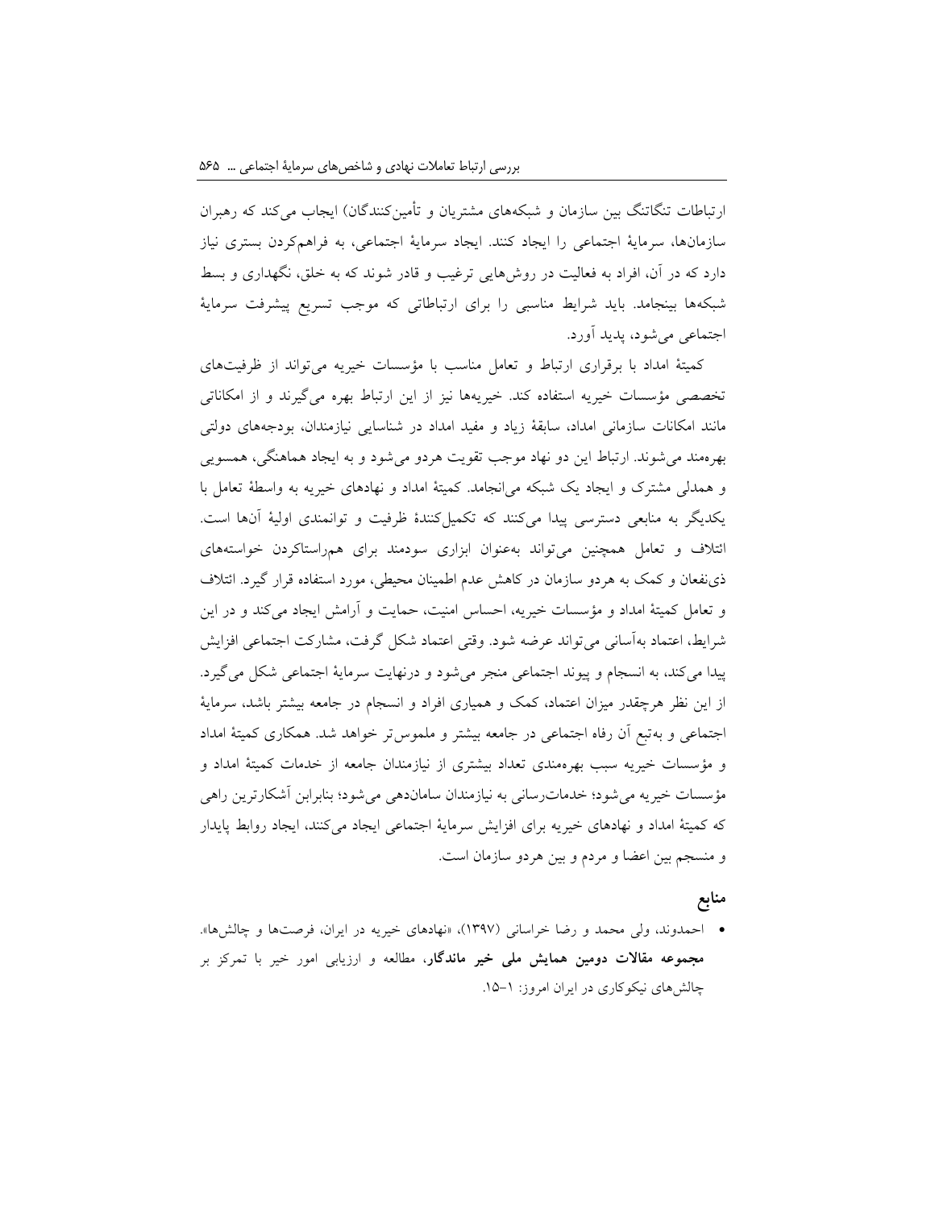ارتباطات تنگاتنگ بین سازمان و شبکه‌های مشتریان و تأمین‌کنندگان) ایجاب می‌کند که رهبران سازمان‌ها، سرمایهٔ اجتماعی را ایجاد کنند. ایجاد سرمایهٔ اجتماعی، به فراهم‌کردن بستری نیاز دارد که در آن، افراد به فعالیت در روش‌هایی ترغیب و قادر شوند که به خلق، نگهداری و بسط شبکه‌ها بینجامد. باید شرایط مناسبی را برای ارتباطاتی که موجب تسریع پیشرفت سرمایهٔ اجتماعی می‌شود، پدید آورد.

کمیتهٔ امداد با برقراری ارتباط و تعامل مناسب با مؤسسات خیریه می‌تواند از ظرفیت‌های تخصصی مؤسسات خیریه استفاده کند. خیریه‌ها نیز از این ارتباط بهره می‌گیرند و از امکاناتی مانند امکانات سازمانی امداد، سابقهٔ زیاد و مفید امداد در شناسایی نیازمندان، بودجه‌های دولتی بهره‌مند می‌شوند. ارتباط این دو نهاد موجب تقویت هردو می‌شود و به ایجاد هماهنگی، همسویی و همدلی مشترک و ایجاد یک شبکه می‌انجامد. کمیتهٔ امداد و نهادهای خیریه به واسطهٔ تعامل با یکدیگر به منابعی دسترسی پیدا می‌کنند که تکمیل‌کنندهٔ ظرفیت و توانمندی اولیهٔ آن‌ها است. ائتلاف و تعامل همچنین می‌تواند به‌عنوان ابزاری سودمند برای هم‌راستاکردن خواسته‌های ذی‌نفعان و کمک به هردو سازمان در کاهش عدم اطمینان محیطی، مورد استفاده قرار گیرد. ائتلاف و تعامل کمیتهٔ امداد و مؤسسات خیریه، احساس امنیت، حمایت و آرامش ایجاد می‌کند و در این شرایط، اعتماد به‌آسانی می‌تواند عرضه شود. وقتی اعتماد شکل گرفت، مشارکت اجتماعی افزایش پیدا می‌کند، به انسجام و پیوند اجتماعی منجر می‌شود و درنهایت سرمایهٔ اجتماعی شکل می‌گیرد. از این نظر هرچقدر میزان اعتماد، کمک و همیاری افراد و انسجام در جامعه بیشتر باشد، سرمایهٔ اجتماعی و به‌تبع آن رفاه اجتماعی در جامعه بیشتر و ملموس‌تر خواهد شد. همکاری کمیتهٔ امداد و مؤسسات خیریه سبب بهره‌مندی تعداد بیشتری از نیازمندان جامعه از خدمات کمیتهٔ امداد و مؤسسات خیریه می‌شود؛ خدمات‌رسانی به نیازمندان سامان‌دهی می‌شود؛ بنابراین آشکارترین راهی که کمیتهٔ امداد و نهادهای خیریه برای افزایش سرمایهٔ اجتماعی ایجاد می‌کنند، ایجاد روابط پایدار و منسجم بین اعضا و مردم و بین هردو سازمان است.

## منابع

- احمدوند، ولی محمد و رضا خراسانی (۱۳۹۷)، «نهادهای خیریه در ایران، فرصت‌ها و چالش‌ها». **مجموعه مقالات دومین همایش ملی خیر ماندگار**، مطالعه و ارزیابی امور خیر با تمرکز بر چالش‌های نیکوکاری در ایران امروز: ۱–۱۵.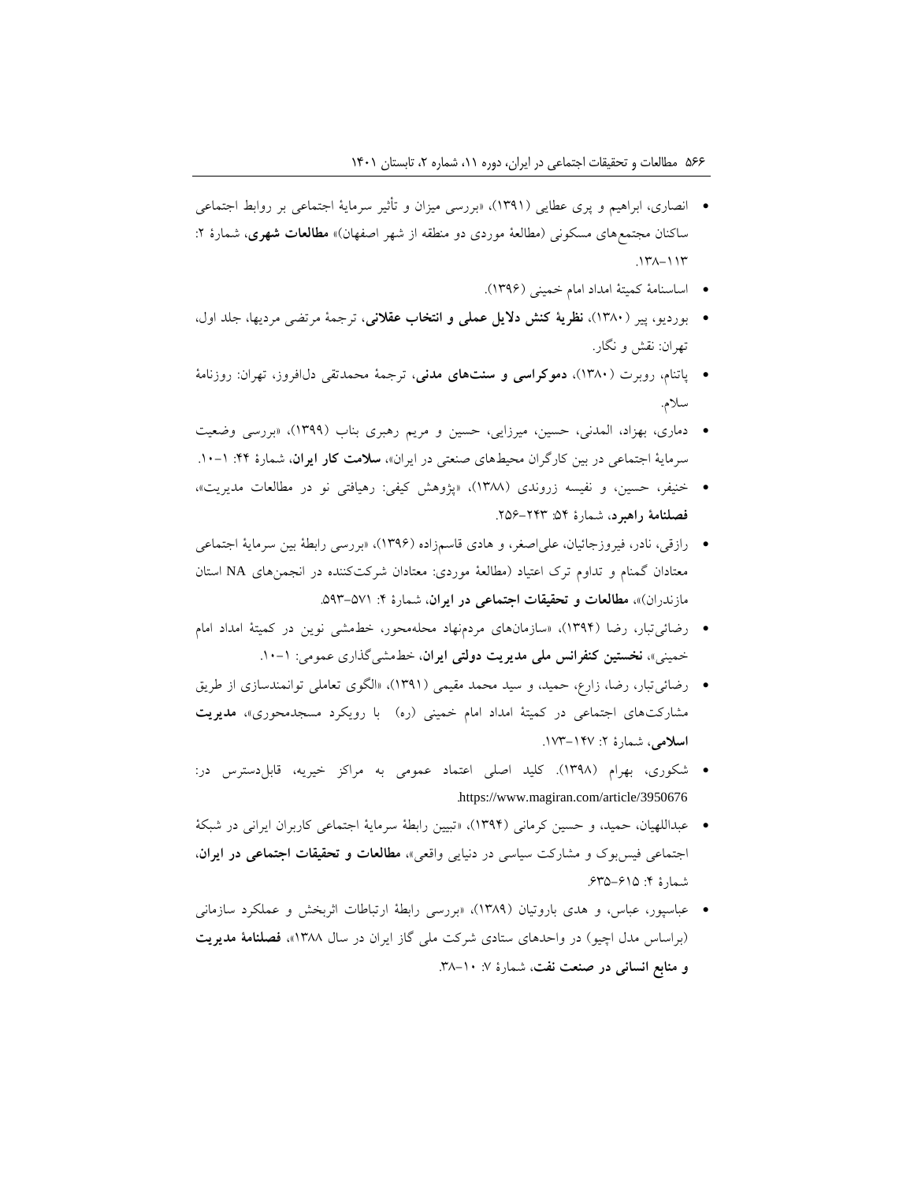- انصاری، ابراهیم و پری عطایی (۱۳۹۱)، «بررسی میزان و تأثیر سرمایهٔ اجتماعی بر روابط اجتماعی ساکنان مجتمع‌های مسکونی (مطالعهٔ موردی دو منطقه از شهر اصفهان)» **مطالعات شهری**، شمارهٔ ۲: ۱۱۳–۱۳۸.
- اساسنامهٔ کمیتهٔ امداد امام خمینی (۱۳۹۶).
- بوردیو، پیر (۱۳۸۰)، **نظریهٔ کنش دلایل عملی و انتخاب عقلانی**، ترجمهٔ مرتضی مردیها، جلد اول، تهران: نقش و نگار.
- پاتنام، روبرت (۱۳۸۰)، **دموکراسی و سنت‌های مدنی**، ترجمهٔ محمدتقی دل‌افروز، تهران: روزنامهٔ سلام.
- دماری، بهزاد، المدنی، حسین، میرزایی، حسین و مریم رهبری بناب (۱۳۹۹)، «بررسی وضعیت سرمایهٔ اجتماعی در بین کارگران محیط‌های صنعتی در ایران»، **سلامت کار ایران**، شمارهٔ ۴۴: ۱–۱۰.
- خنیفر، حسین، و نفیسه زروندی (۱۳۸۸)، «پژوهش کیفی: رهیافتی نو در مطالعات مدیریت»، **فصلنامهٔ راهبرد**، شمارهٔ ۵۴: ۲۴۳–۲۵۶.
- رازقی، نادر، فیروزجائیان، علی‌اصغر، و هادی قاسم‌زاده (۱۳۹۶)، «بررسی رابطهٔ بین سرمایهٔ اجتماعی معتادان گمنام و تداوم ترک اعتیاد (مطالعهٔ موردی: معتادان شرکت‌کننده در انجمن‌های NA استان مازندران)»، **مطالعات و تحقیقات اجتماعی در ایران**، شمارهٔ ۴: ۵۷۱–۵۹۳.
- رضائی‌تبار، رضا (۱۳۹۴)، «سازمان‌های مردم‌نهاد محله‌محور، خط‌مشی نوین در کمیتهٔ امداد امام خمینی»، **نخستین کنفرانس ملی مدیریت دولتی ایران**، خط‌مشی‌گذاری عمومی: ۱–۱۰.
- رضائی‌تبار، رضا، زارع، حمید، و سید محمد مقیمی (۱۳۹۱)، «الگوی تعاملی توانمندسازی از طریق مشارکت‌های اجتماعی در کمیتهٔ امداد امام خمینی (ره) با رویکرد مسجدمحوری»، **مدیریت اسلامی**، شمارهٔ ۲: ۱۴۷–۱۷۳.
- شکوری، بهرام (۱۳۹۸). کلید اصلی اعتماد عمومی به مراکز خیریه، قابل‌دسترس در: https://www.magiran.com/article/3950676.
- عبداللهیان، حمید، و حسین کرمانی (۱۳۹۴)، «تبیین رابطهٔ سرمایهٔ اجتماعی کاربران ایرانی در شبکهٔ اجتماعی فیس‌بوک و مشارکت سیاسی در دنیایی واقعی»، **مطالعات و تحقیقات اجتماعی در ایران**، شمارهٔ ۴: ۶۱۵–۶۳۵.
- عباسپور، عباس، و هدی باروتیان (۱۳۸۹)، «بررسی رابطهٔ ارتباطات اثربخش و عملکرد سازمانی (براساس مدل اچیو) در واحدهای ستادی شرکت ملی گاز ایران در سال ۱۳۸۸»، **فصلنامهٔ مدیریت و منابع انسانی در صنعت نفت**، شمارهٔ ۷: ۱۰–۳۸.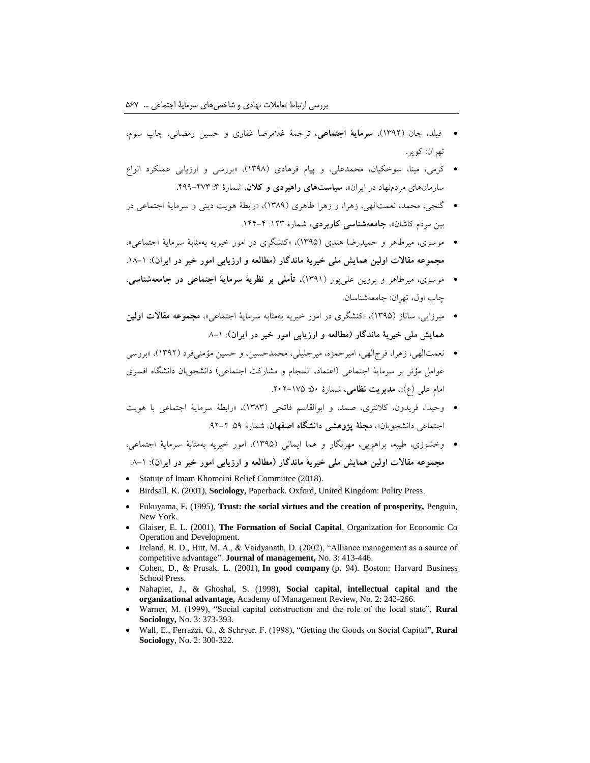- فیلد، جان (۱۳۹۲)، **سرمایهٔ اجتماعی**، ترجمهٔ غلامرضا غفاری و حسین رمضانی، چاپ سوم، تهران: کویر.
- کرمی، مینا، سوخکیان، محمدعلی، و پیام فرهادی (۱۳۹۸)، «بررسی و ارزیابی عملکرد انواع سازمان‌های مردم‌نهاد در ایران»، **سیاست‌های راهبردی و کلان**، شمارهٔ ۳: ۴۷۳-۴۹۹.
- گنجی، محمد، نعمت‌الهی، زهرا، و زهرا طاهری (۱۳۸۹)، «رابطهٔ هویت دینی و سرمایهٔ اجتماعی در بین مردم کاشان»، **جامعه‌شناسی کاربردی**، شمارهٔ ۱۲۳: ۴-۱۴۴.
- موسوی، میرطاهر و حمیدرضا هندی (۱۳۹۵)، «کنشگری در امور خیریه به‌مثابهٔ سرمایهٔ اجتماعی»، **مجموعه مقالات اولین همایش ملی خیریهٔ ماندگار (مطالعه و ارزیابی امور خیر در ایران)**: ۱-۱۸.
- موسوی، میرطاهر و پروین علی‌پور (۱۳۹۱)، **تأملی بر نظریهٔ سرمایهٔ اجتماعی در جامعه‌شناسی**، چاپ اول، تهران: جامعه‌شناسان.
- میرزایی، ساناز (۱۳۹۵)، «کنشگری در امور خیریه به‌مثابه سرمایهٔ اجتماعی»، **مجموعه مقالات اولین همایش ملی خیریهٔ ماندگار (مطالعه و ارزیابی امور خیر در ایران)**: ۱-۸
- نعمت‌الهی، زهرا، فرج‌الهی، امیرحمزه، میرجلیلی، محمدحسین، و حسین مؤمنی‌فرد (۱۳۹۲)، «بررسی عوامل مؤثر بر سرمایهٔ اجتماعی (اعتماد، انسجام و مشارکت اجتماعی) دانشجویان دانشگاه افسری امام علی (ع)»، **مدیریت نظامی**، شمارهٔ ۵۰: ۱۷۵-۲۰۲.
- وحیدا، فریدون، کلانتری، صمد، و ابوالقاسم فاتحی (۱۳۸۳)، «رابطهٔ سرمایهٔ اجتماعی با هویت اجتماعی دانشجویان»، **مجلهٔ پژوهشی دانشگاه اصفهان**، شمارهٔ ۵۹: ۲-۹۲.
- وخشوزی، طیبه، براهویی، مهرنگار و هما ایمانی (۱۳۹۵)، امور خیریه به‌مثابهٔ سرمایهٔ اجتماعی، **مجموعه مقالات اولین همایش ملی خیریهٔ ماندگار (مطالعه و ارزیابی امور خیر در ایران)**: ۱-۸.

- Statute of Imam Khomeini Relief Committee (2018).
- Birdsall, K. (2001), **Sociology,** Paperback. Oxford, United Kingdom: Polity Press.
- Fukuyama, F. (1995), **Trust: the social virtues and the creation of prosperity,** Penguin, New York.
- Glaiser, E. L. (2001), **The Formation of Social Capital**, Organization for Economic Co Operation and Development.
- Ireland, R. D., Hitt, M. A., & Vaidyanath, D. (2002), "Alliance management as a source of competitive advantage". **Journal of management,** No. 3: 413-446.
- Cohen, D., & Prusak, L. (2001), **In good company** (p. 94). Boston: Harvard Business School Press.
- Nahapiet, J., & Ghoshal, S. (1998), **Social capital, intellectual capital and the organizational advantage,** Academy of Management Review, No. 2: 242-266.
- Warner, M. (1999), "Social capital construction and the role of the local state", **Rural Sociology,** No. 3: 373-393.
- Wall, E., Ferrazzi, G., & Schryer, F. (1998), "Getting the Goods on Social Capital", **Rural Sociology**, No. 2: 300-322.